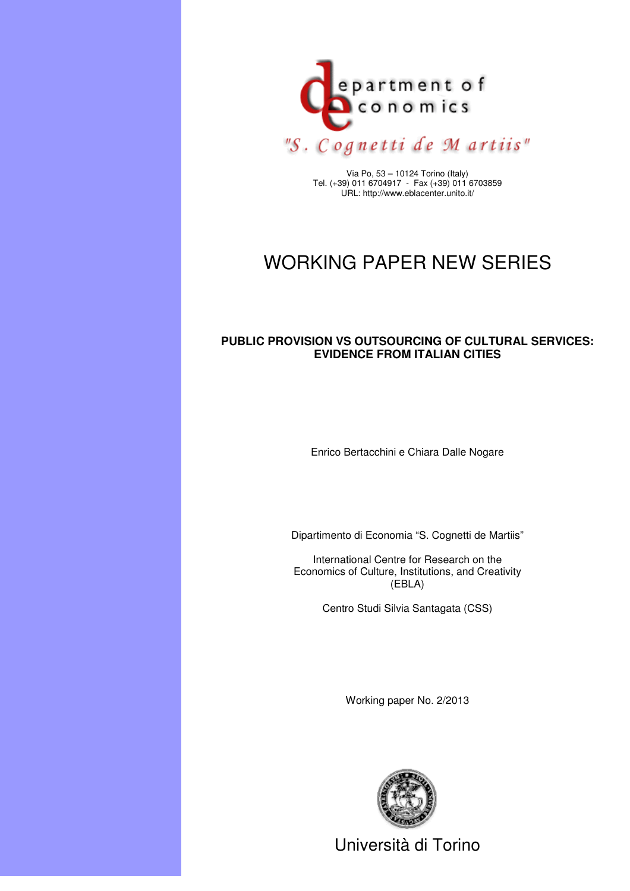department of economics

"S. Cognetti de Martiis"

Via Po, 53 – 10124 Torino (Italy)
Tel. (+39) 011 6704917 - Fax (+39) 011 6703859
URL: http://www.eblacenter.unito.it/

# WORKING PAPER NEW SERIES

## PUBLIC PROVISION VS OUTSOURCING OF CULTURAL SERVICES: EVIDENCE FROM ITALIAN CITIES

Enrico Bertacchini e Chiara Dalle Nogare

Dipartimento di Economia "S. Cognetti de Martiis"

International Centre for Research on the Economics of Culture, Institutions, and Creativity (EBLA)

Centro Studi Silvia Santagata (CSS)

Working paper No. 2/2013

Università di Torino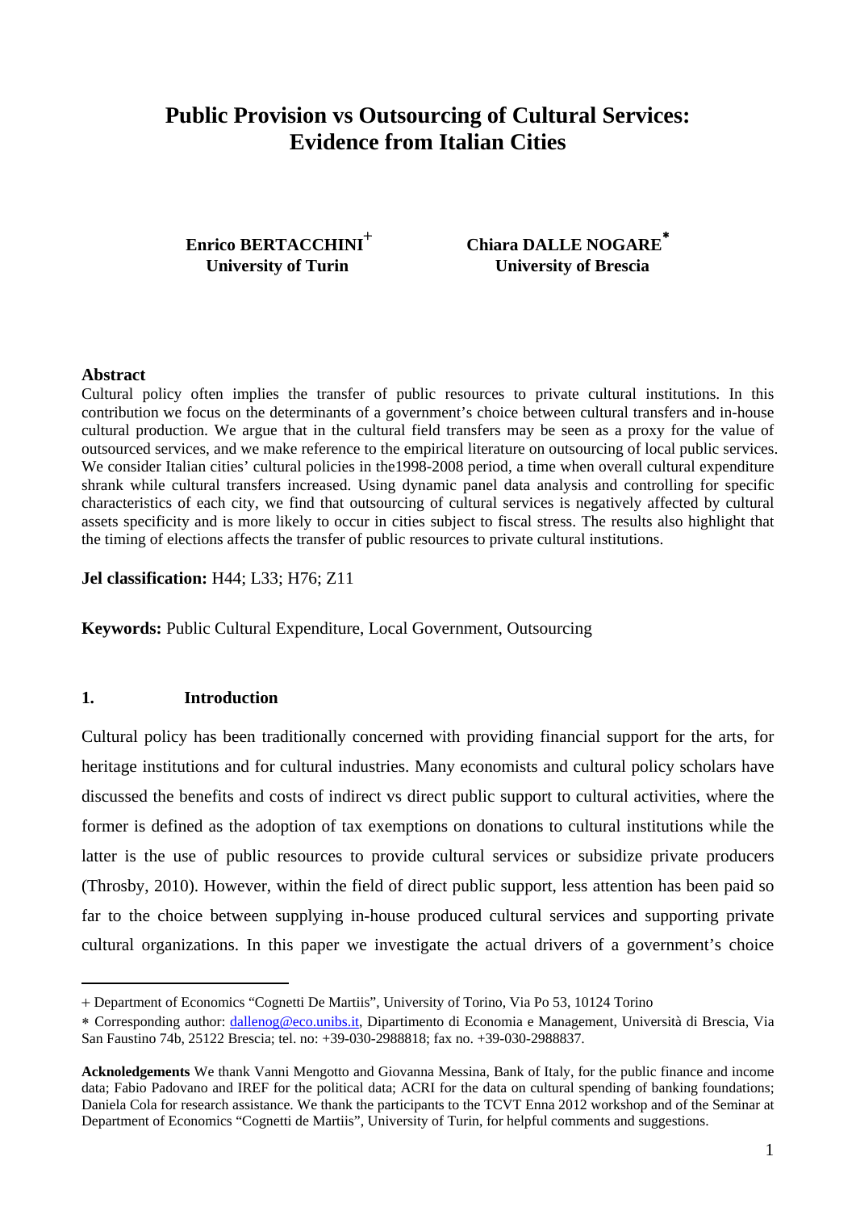# Public Provision vs Outsourcing of Cultural Services: Evidence from Italian Cities

**Enrico BERTACCHINI**[+]
**University of Turin**

**Chiara DALLE NOGARE**[*]
**University of Brescia**

**Abstract**

Cultural policy often implies the transfer of public resources to private cultural institutions. In this contribution we focus on the determinants of a government's choice between cultural transfers and in-house cultural production. We argue that in the cultural field transfers may be seen as a proxy for the value of outsourced services, and we make reference to the empirical literature on outsourcing of local public services. We consider Italian cities' cultural policies in the1998-2008 period, a time when overall cultural expenditure shrank while cultural transfers increased. Using dynamic panel data analysis and controlling for specific characteristics of each city, we find that outsourcing of cultural services is negatively affected by cultural assets specificity and is more likely to occur in cities subject to fiscal stress. The results also highlight that the timing of elections affects the transfer of public resources to private cultural institutions.

**Jel classification:** H44; L33; H76; Z11

**Keywords:** Public Cultural Expenditure, Local Government, Outsourcing

## 1. Introduction

Cultural policy has been traditionally concerned with providing financial support for the arts, for heritage institutions and for cultural industries. Many economists and cultural policy scholars have discussed the benefits and costs of indirect vs direct public support to cultural activities, where the former is defined as the adoption of tax exemptions on donations to cultural institutions while the latter is the use of public resources to provide cultural services or subsidize private producers (Throsby, 2010). However, within the field of direct public support, less attention has been paid so far to the choice between supplying in-house produced cultural services and supporting private cultural organizations. In this paper we investigate the actual drivers of a government's choice

---

[+] Department of Economics "Cognetti De Martiis", University of Torino, Via Po 53, 10124 Torino

[*] Corresponding author: dallenog@eco.unibs.it, Dipartimento di Economia e Management, Università di Brescia, Via San Faustino 74b, 25122 Brescia; tel. no: +39-030-2988818; fax no. +39-030-2988837.

**Acknoledgements** We thank Vanni Mengotto and Giovanna Messina, Bank of Italy, for the public finance and income data; Fabio Padovano and IREF for the political data; ACRI for the data on cultural spending of banking foundations; Daniela Cola for research assistance. We thank the participants to the TCVT Enna 2012 workshop and of the Seminar at Department of Economics "Cognetti de Martiis", University of Turin, for helpful comments and suggestions.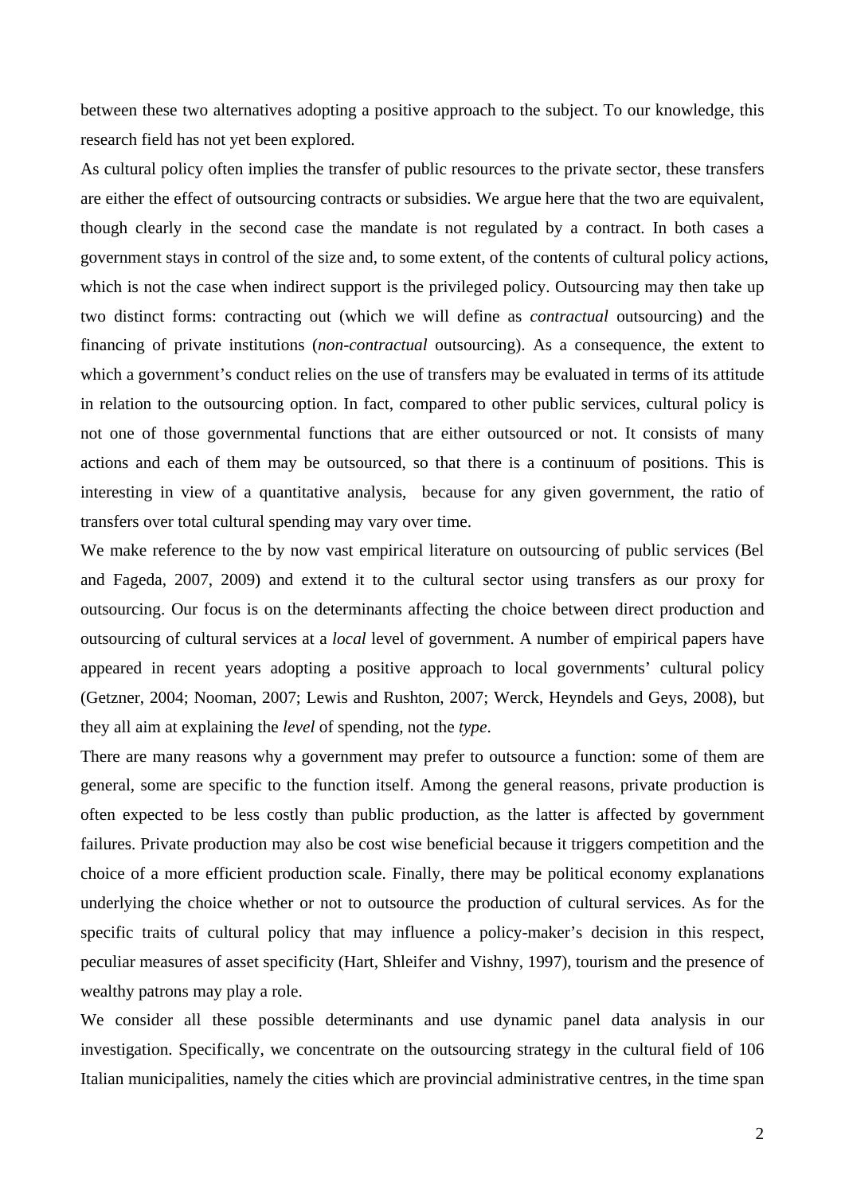between these two alternatives adopting a positive approach to the subject. To our knowledge, this research field has not yet been explored.

As cultural policy often implies the transfer of public resources to the private sector, these transfers are either the effect of outsourcing contracts or subsidies. We argue here that the two are equivalent, though clearly in the second case the mandate is not regulated by a contract. In both cases a government stays in control of the size and, to some extent, of the contents of cultural policy actions, which is not the case when indirect support is the privileged policy. Outsourcing may then take up two distinct forms: contracting out (which we will define as *contractual* outsourcing) and the financing of private institutions (*non-contractual* outsourcing). As a consequence, the extent to which a government's conduct relies on the use of transfers may be evaluated in terms of its attitude in relation to the outsourcing option. In fact, compared to other public services, cultural policy is not one of those governmental functions that are either outsourced or not. It consists of many actions and each of them may be outsourced, so that there is a continuum of positions. This is interesting in view of a quantitative analysis, because for any given government, the ratio of transfers over total cultural spending may vary over time.

We make reference to the by now vast empirical literature on outsourcing of public services (Bel and Fageda, 2007, 2009) and extend it to the cultural sector using transfers as our proxy for outsourcing. Our focus is on the determinants affecting the choice between direct production and outsourcing of cultural services at a *local* level of government. A number of empirical papers have appeared in recent years adopting a positive approach to local governments' cultural policy (Getzner, 2004; Nooman, 2007; Lewis and Rushton, 2007; Werck, Heyndels and Geys, 2008), but they all aim at explaining the *level* of spending, not the *type*.

There are many reasons why a government may prefer to outsource a function: some of them are general, some are specific to the function itself. Among the general reasons, private production is often expected to be less costly than public production, as the latter is affected by government failures. Private production may also be cost wise beneficial because it triggers competition and the choice of a more efficient production scale. Finally, there may be political economy explanations underlying the choice whether or not to outsource the production of cultural services. As for the specific traits of cultural policy that may influence a policy-maker's decision in this respect, peculiar measures of asset specificity (Hart, Shleifer and Vishny, 1997), tourism and the presence of wealthy patrons may play a role.

We consider all these possible determinants and use dynamic panel data analysis in our investigation. Specifically, we concentrate on the outsourcing strategy in the cultural field of 106 Italian municipalities, namely the cities which are provincial administrative centres, in the time span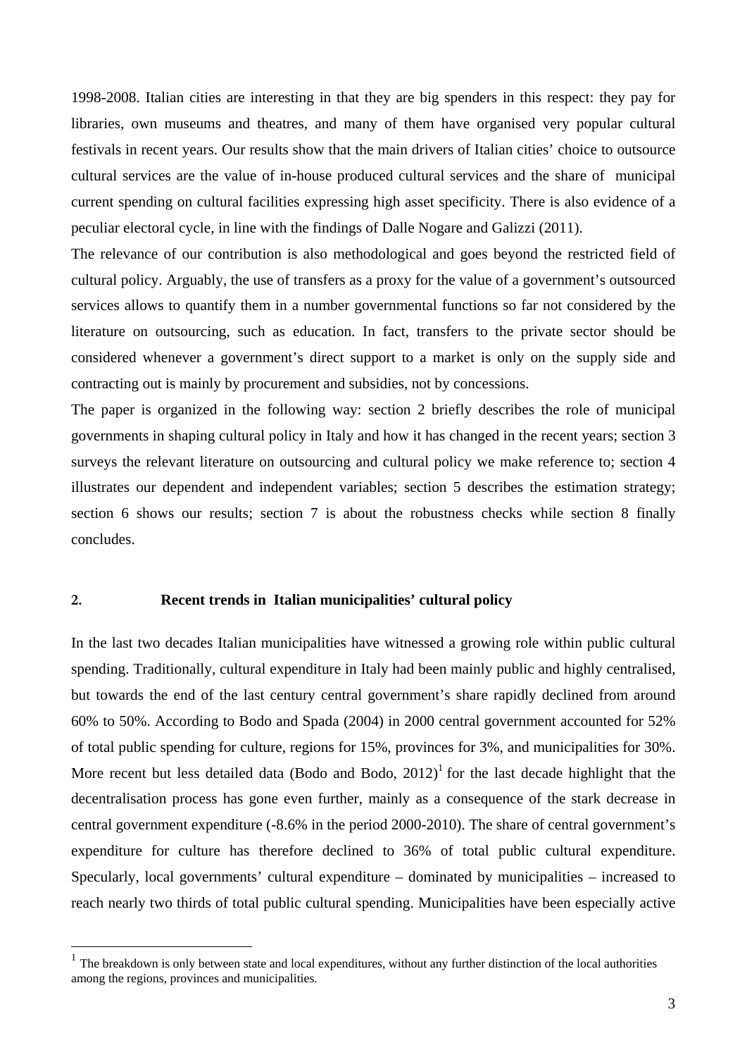1998-2008. Italian cities are interesting in that they are big spenders in this respect: they pay for libraries, own museums and theatres, and many of them have organised very popular cultural festivals in recent years. Our results show that the main drivers of Italian cities' choice to outsource cultural services are the value of in-house produced cultural services and the share of municipal current spending on cultural facilities expressing high asset specificity. There is also evidence of a peculiar electoral cycle, in line with the findings of Dalle Nogare and Galizzi (2011).

The relevance of our contribution is also methodological and goes beyond the restricted field of cultural policy. Arguably, the use of transfers as a proxy for the value of a government's outsourced services allows to quantify them in a number governmental functions so far not considered by the literature on outsourcing, such as education. In fact, transfers to the private sector should be considered whenever a government's direct support to a market is only on the supply side and contracting out is mainly by procurement and subsidies, not by concessions.

The paper is organized in the following way: section 2 briefly describes the role of municipal governments in shaping cultural policy in Italy and how it has changed in the recent years; section 3 surveys the relevant literature on outsourcing and cultural policy we make reference to; section 4 illustrates our dependent and independent variables; section 5 describes the estimation strategy; section 6 shows our results; section 7 is about the robustness checks while section 8 finally concludes.

## 2. Recent trends in Italian municipalities' cultural policy

In the last two decades Italian municipalities have witnessed a growing role within public cultural spending. Traditionally, cultural expenditure in Italy had been mainly public and highly centralised, but towards the end of the last century central government's share rapidly declined from around 60% to 50%. According to Bodo and Spada (2004) in 2000 central government accounted for 52% of total public spending for culture, regions for 15%, provinces for 3%, and municipalities for 30%. More recent but less detailed data (Bodo and Bodo, 2012)[1] for the last decade highlight that the decentralisation process has gone even further, mainly as a consequence of the stark decrease in central government expenditure (-8.6% in the period 2000-2010). The share of central government's expenditure for culture has therefore declined to 36% of total public cultural expenditure. Specularly, local governments' cultural expenditure – dominated by municipalities – increased to reach nearly two thirds of total public cultural spending. Municipalities have been especially active

[1] The breakdown is only between state and local expenditures, without any further distinction of the local authorities among the regions, provinces and municipalities.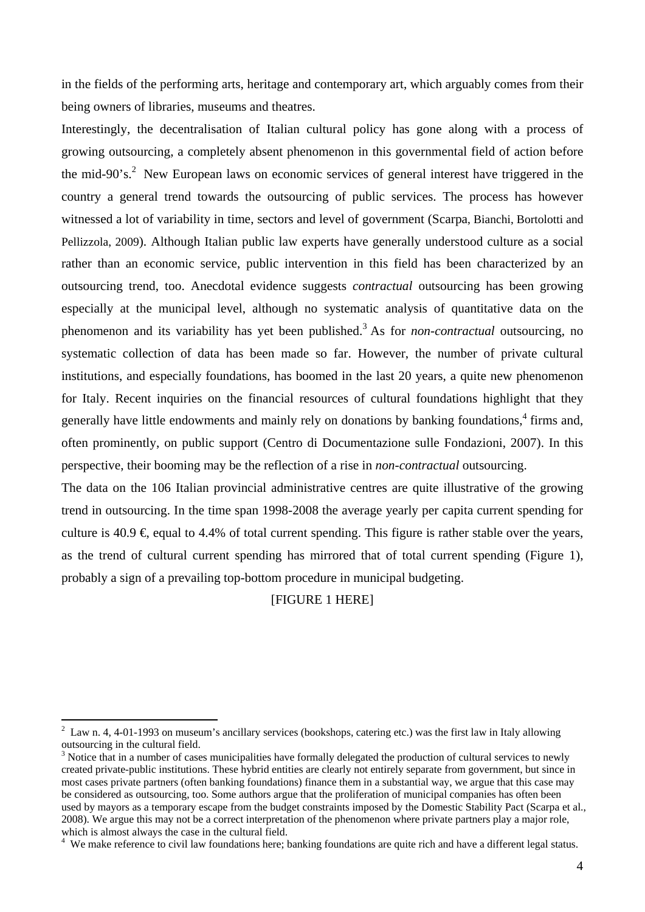in the fields of the performing arts, heritage and contemporary art, which arguably comes from their being owners of libraries, museums and theatres.

Interestingly, the decentralisation of Italian cultural policy has gone along with a process of growing outsourcing, a completely absent phenomenon in this governmental field of action before the mid-90's.[2] New European laws on economic services of general interest have triggered in the country a general trend towards the outsourcing of public services. The process has however witnessed a lot of variability in time, sectors and level of government (Scarpa, Bianchi, Bortolotti and Pellizzola, 2009). Although Italian public law experts have generally understood culture as a social rather than an economic service, public intervention in this field has been characterized by an outsourcing trend, too. Anecdotal evidence suggests *contractual* outsourcing has been growing especially at the municipal level, although no systematic analysis of quantitative data on the phenomenon and its variability has yet been published.[3] As for *non-contractual* outsourcing, no systematic collection of data has been made so far. However, the number of private cultural institutions, and especially foundations, has boomed in the last 20 years, a quite new phenomenon for Italy. Recent inquiries on the financial resources of cultural foundations highlight that they generally have little endowments and mainly rely on donations by banking foundations,[4] firms and, often prominently, on public support (Centro di Documentazione sulle Fondazioni, 2007). In this perspective, their booming may be the reflection of a rise in *non-contractual* outsourcing.

The data on the 106 Italian provincial administrative centres are quite illustrative of the growing trend in outsourcing. In the time span 1998-2008 the average yearly per capita current spending for culture is 40.9 €, equal to 4.4% of total current spending. This figure is rather stable over the years, as the trend of cultural current spending has mirrored that of total current spending (Figure 1), probably a sign of a prevailing top-bottom procedure in municipal budgeting.

[FIGURE 1 HERE]

---

[2] Law n. 4, 4-01-1993 on museum's ancillary services (bookshops, catering etc.) was the first law in Italy allowing outsourcing in the cultural field.

[3] Notice that in a number of cases municipalities have formally delegated the production of cultural services to newly created private-public institutions. These hybrid entities are clearly not entirely separate from government, but since in most cases private partners (often banking foundations) finance them in a substantial way, we argue that this case may be considered as outsourcing, too. Some authors argue that the proliferation of municipal companies has often been used by mayors as a temporary escape from the budget constraints imposed by the Domestic Stability Pact (Scarpa et al., 2008). We argue this may not be a correct interpretation of the phenomenon where private partners play a major role, which is almost always the case in the cultural field.

[4] We make reference to civil law foundations here; banking foundations are quite rich and have a different legal status.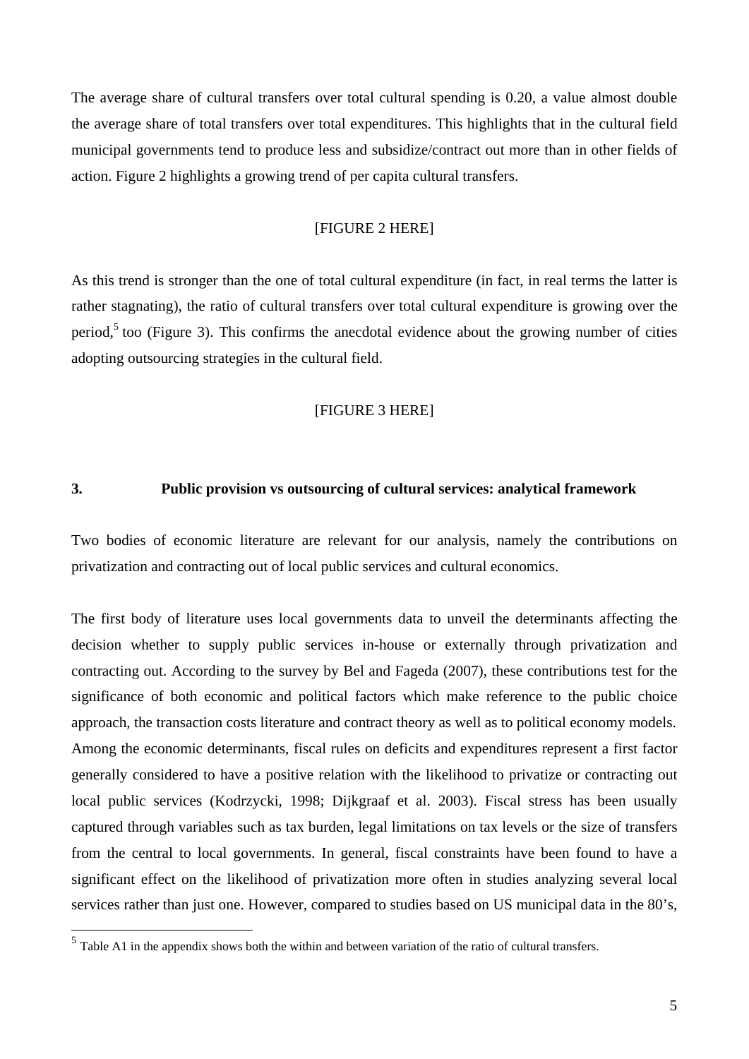The average share of cultural transfers over total cultural spending is 0.20, a value almost double the average share of total transfers over total expenditures. This highlights that in the cultural field municipal governments tend to produce less and subsidize/contract out more than in other fields of action. Figure 2 highlights a growing trend of per capita cultural transfers.

[FIGURE 2 HERE]

As this trend is stronger than the one of total cultural expenditure (in fact, in real terms the latter is rather stagnating), the ratio of cultural transfers over total cultural expenditure is growing over the period,[5] too (Figure 3). This confirms the anecdotal evidence about the growing number of cities adopting outsourcing strategies in the cultural field.

[FIGURE 3 HERE]

## 3. Public provision vs outsourcing of cultural services: analytical framework

Two bodies of economic literature are relevant for our analysis, namely the contributions on privatization and contracting out of local public services and cultural economics.

The first body of literature uses local governments data to unveil the determinants affecting the decision whether to supply public services in-house or externally through privatization and contracting out. According to the survey by Bel and Fageda (2007), these contributions test for the significance of both economic and political factors which make reference to the public choice approach, the transaction costs literature and contract theory as well as to political economy models. Among the economic determinants, fiscal rules on deficits and expenditures represent a first factor generally considered to have a positive relation with the likelihood to privatize or contracting out local public services (Kodrzycki, 1998; Dijkgraaf et al. 2003). Fiscal stress has been usually captured through variables such as tax burden, legal limitations on tax levels or the size of transfers from the central to local governments. In general, fiscal constraints have been found to have a significant effect on the likelihood of privatization more often in studies analyzing several local services rather than just one. However, compared to studies based on US municipal data in the 80's,

[5] Table A1 in the appendix shows both the within and between variation of the ratio of cultural transfers.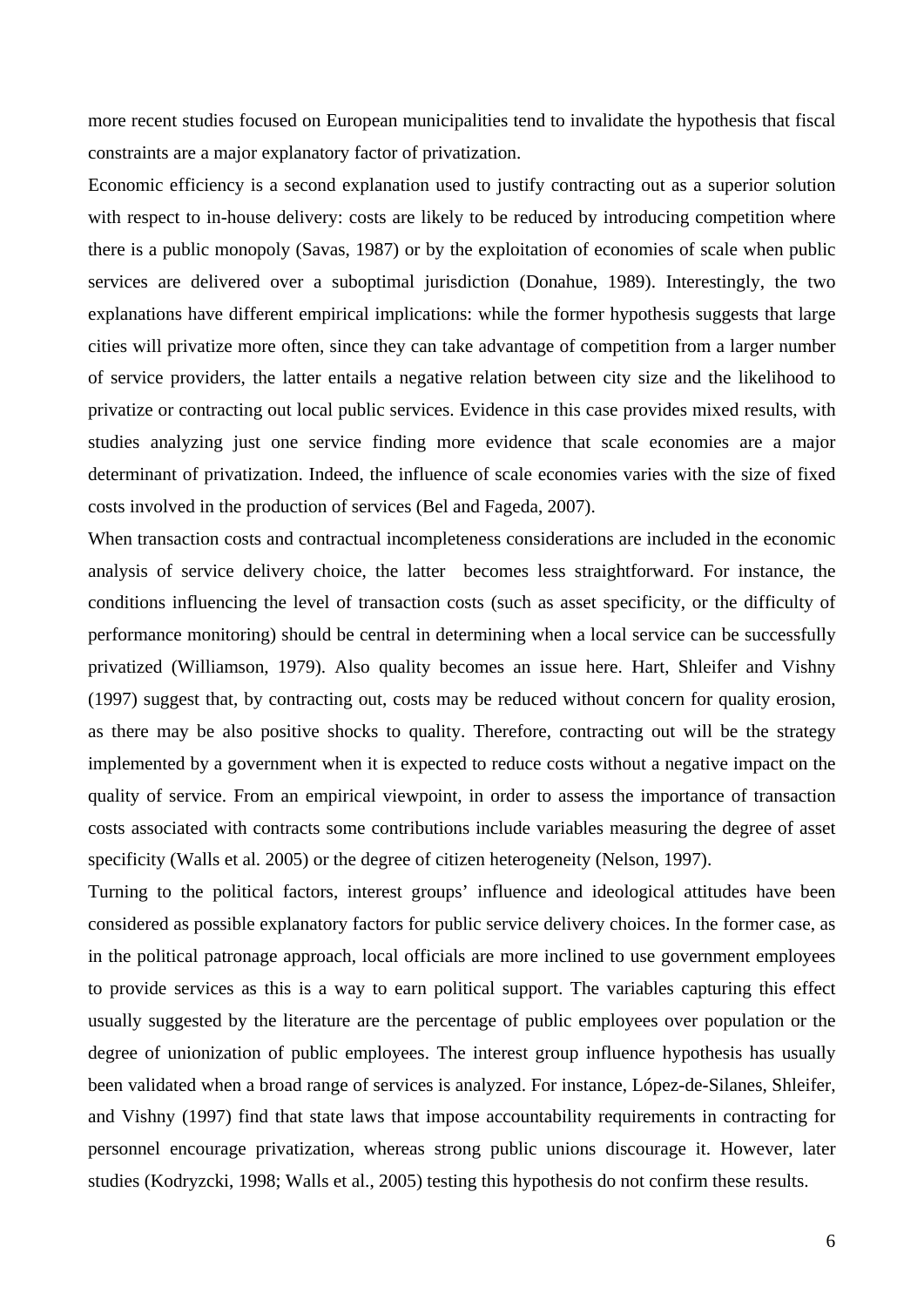more recent studies focused on European municipalities tend to invalidate the hypothesis that fiscal constraints are a major explanatory factor of privatization.

Economic efficiency is a second explanation used to justify contracting out as a superior solution with respect to in-house delivery: costs are likely to be reduced by introducing competition where there is a public monopoly (Savas, 1987) or by the exploitation of economies of scale when public services are delivered over a suboptimal jurisdiction (Donahue, 1989). Interestingly, the two explanations have different empirical implications: while the former hypothesis suggests that large cities will privatize more often, since they can take advantage of competition from a larger number of service providers, the latter entails a negative relation between city size and the likelihood to privatize or contracting out local public services. Evidence in this case provides mixed results, with studies analyzing just one service finding more evidence that scale economies are a major determinant of privatization. Indeed, the influence of scale economies varies with the size of fixed costs involved in the production of services (Bel and Fageda, 2007).

When transaction costs and contractual incompleteness considerations are included in the economic analysis of service delivery choice, the latter becomes less straightforward. For instance, the conditions influencing the level of transaction costs (such as asset specificity, or the difficulty of performance monitoring) should be central in determining when a local service can be successfully privatized (Williamson, 1979). Also quality becomes an issue here. Hart, Shleifer and Vishny (1997) suggest that, by contracting out, costs may be reduced without concern for quality erosion, as there may be also positive shocks to quality. Therefore, contracting out will be the strategy implemented by a government when it is expected to reduce costs without a negative impact on the quality of service. From an empirical viewpoint, in order to assess the importance of transaction costs associated with contracts some contributions include variables measuring the degree of asset specificity (Walls et al. 2005) or the degree of citizen heterogeneity (Nelson, 1997).

Turning to the political factors, interest groups' influence and ideological attitudes have been considered as possible explanatory factors for public service delivery choices. In the former case, as in the political patronage approach, local officials are more inclined to use government employees to provide services as this is a way to earn political support. The variables capturing this effect usually suggested by the literature are the percentage of public employees over population or the degree of unionization of public employees. The interest group influence hypothesis has usually been validated when a broad range of services is analyzed. For instance, López-de-Silanes, Shleifer, and Vishny (1997) find that state laws that impose accountability requirements in contracting for personnel encourage privatization, whereas strong public unions discourage it. However, later studies (Kodryzcki, 1998; Walls et al., 2005) testing this hypothesis do not confirm these results.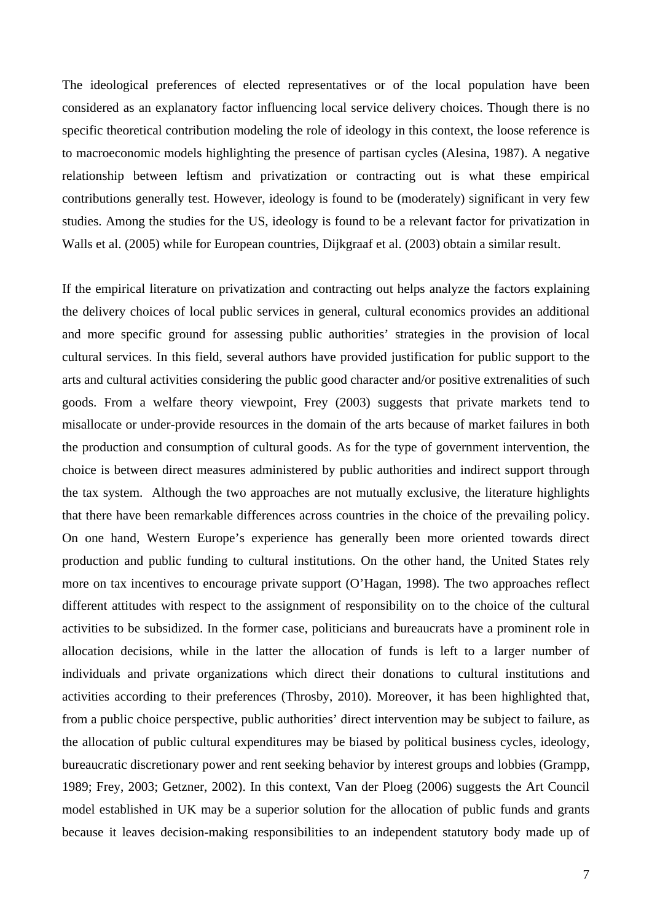The ideological preferences of elected representatives or of the local population have been considered as an explanatory factor influencing local service delivery choices. Though there is no specific theoretical contribution modeling the role of ideology in this context, the loose reference is to macroeconomic models highlighting the presence of partisan cycles (Alesina, 1987). A negative relationship between leftism and privatization or contracting out is what these empirical contributions generally test. However, ideology is found to be (moderately) significant in very few studies. Among the studies for the US, ideology is found to be a relevant factor for privatization in Walls et al. (2005) while for European countries, Dijkgraaf et al. (2003) obtain a similar result.

If the empirical literature on privatization and contracting out helps analyze the factors explaining the delivery choices of local public services in general, cultural economics provides an additional and more specific ground for assessing public authorities' strategies in the provision of local cultural services. In this field, several authors have provided justification for public support to the arts and cultural activities considering the public good character and/or positive extrenalities of such goods. From a welfare theory viewpoint, Frey (2003) suggests that private markets tend to misallocate or under-provide resources in the domain of the arts because of market failures in both the production and consumption of cultural goods. As for the type of government intervention, the choice is between direct measures administered by public authorities and indirect support through the tax system. Although the two approaches are not mutually exclusive, the literature highlights that there have been remarkable differences across countries in the choice of the prevailing policy. On one hand, Western Europe's experience has generally been more oriented towards direct production and public funding to cultural institutions. On the other hand, the United States rely more on tax incentives to encourage private support (O'Hagan, 1998). The two approaches reflect different attitudes with respect to the assignment of responsibility on to the choice of the cultural activities to be subsidized. In the former case, politicians and bureaucrats have a prominent role in allocation decisions, while in the latter the allocation of funds is left to a larger number of individuals and private organizations which direct their donations to cultural institutions and activities according to their preferences (Throsby, 2010). Moreover, it has been highlighted that, from a public choice perspective, public authorities' direct intervention may be subject to failure, as the allocation of public cultural expenditures may be biased by political business cycles, ideology, bureaucratic discretionary power and rent seeking behavior by interest groups and lobbies (Grampp, 1989; Frey, 2003; Getzner, 2002). In this context, Van der Ploeg (2006) suggests the Art Council model established in UK may be a superior solution for the allocation of public funds and grants because it leaves decision-making responsibilities to an independent statutory body made up of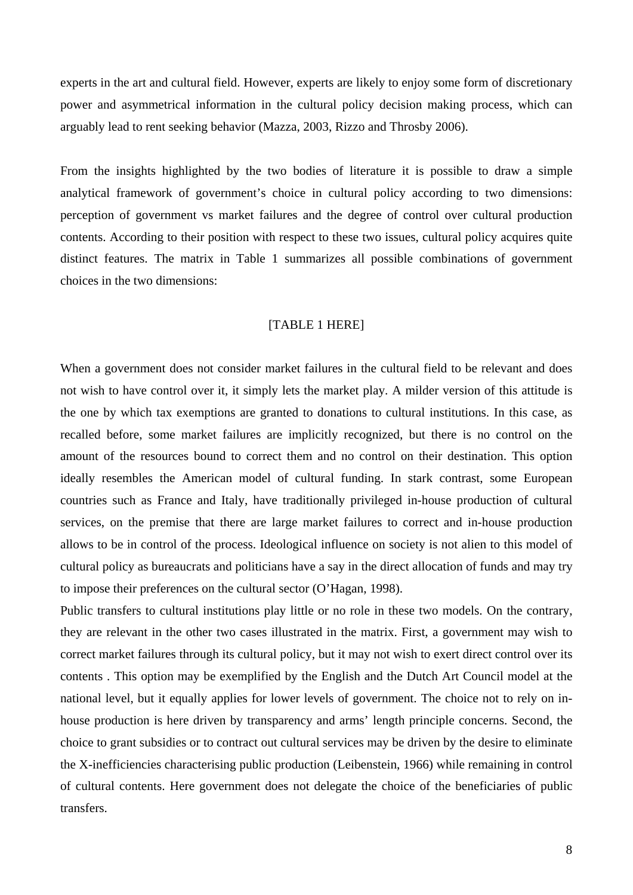experts in the art and cultural field. However, experts are likely to enjoy some form of discretionary power and asymmetrical information in the cultural policy decision making process, which can arguably lead to rent seeking behavior (Mazza, 2003, Rizzo and Throsby 2006).

From the insights highlighted by the two bodies of literature it is possible to draw a simple analytical framework of government's choice in cultural policy according to two dimensions: perception of government vs market failures and the degree of control over cultural production contents. According to their position with respect to these two issues, cultural policy acquires quite distinct features. The matrix in Table 1 summarizes all possible combinations of government choices in the two dimensions:

[TABLE 1 HERE]

When a government does not consider market failures in the cultural field to be relevant and does not wish to have control over it, it simply lets the market play. A milder version of this attitude is the one by which tax exemptions are granted to donations to cultural institutions. In this case, as recalled before, some market failures are implicitly recognized, but there is no control on the amount of the resources bound to correct them and no control on their destination. This option ideally resembles the American model of cultural funding. In stark contrast, some European countries such as France and Italy, have traditionally privileged in-house production of cultural services, on the premise that there are large market failures to correct and in-house production allows to be in control of the process. Ideological influence on society is not alien to this model of cultural policy as bureaucrats and politicians have a say in the direct allocation of funds and may try to impose their preferences on the cultural sector (O'Hagan, 1998).

Public transfers to cultural institutions play little or no role in these two models. On the contrary, they are relevant in the other two cases illustrated in the matrix. First, a government may wish to correct market failures through its cultural policy, but it may not wish to exert direct control over its contents . This option may be exemplified by the English and the Dutch Art Council model at the national level, but it equally applies for lower levels of government. The choice not to rely on in-house production is here driven by transparency and arms' length principle concerns. Second, the choice to grant subsidies or to contract out cultural services may be driven by the desire to eliminate the X-inefficiencies characterising public production (Leibenstein, 1966) while remaining in control of cultural contents. Here government does not delegate the choice of the beneficiaries of public transfers.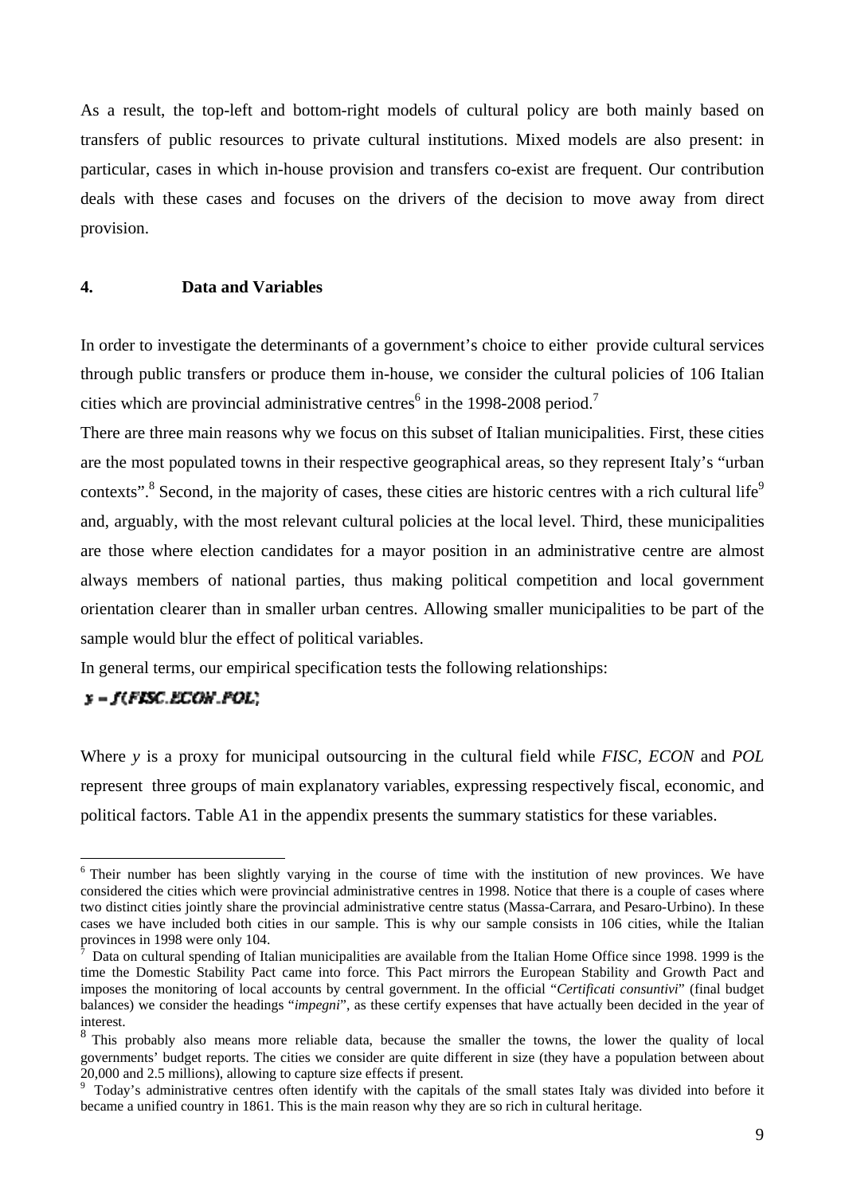As a result, the top-left and bottom-right models of cultural policy are both mainly based on transfers of public resources to private cultural institutions. Mixed models are also present: in particular, cases in which in-house provision and transfers co-exist are frequent. Our contribution deals with these cases and focuses on the drivers of the decision to move away from direct provision.

## 4. Data and Variables

In order to investigate the determinants of a government's choice to either provide cultural services through public transfers or produce them in-house, we consider the cultural policies of 106 Italian cities which are provincial administrative centres[6] in the 1998-2008 period.[7]

There are three main reasons why we focus on this subset of Italian municipalities. First, these cities are the most populated towns in their respective geographical areas, so they represent Italy's "urban contexts".[8] Second, in the majority of cases, these cities are historic centres with a rich cultural life[9] and, arguably, with the most relevant cultural policies at the local level. Third, these municipalities are those where election candidates for a mayor position in an administrative centre are almost always members of national parties, thus making political competition and local government orientation clearer than in smaller urban centres. Allowing smaller municipalities to be part of the sample would blur the effect of political variables.

In general terms, our empirical specification tests the following relationships:

$$y = f(FISC, ECON, POL)$$

Where *y* is a proxy for municipal outsourcing in the cultural field while *FISC*, *ECON* and *POL* represent three groups of main explanatory variables, expressing respectively fiscal, economic, and political factors. Table A1 in the appendix presents the summary statistics for these variables.

---

[6] Their number has been slightly varying in the course of time with the institution of new provinces. We have considered the cities which were provincial administrative centres in 1998. Notice that there is a couple of cases where two distinct cities jointly share the provincial administrative centre status (Massa-Carrara, and Pesaro-Urbino). In these cases we have included both cities in our sample. This is why our sample consists in 106 cities, while the Italian provinces in 1998 were only 104.

[7] Data on cultural spending of Italian municipalities are available from the Italian Home Office since 1998. 1999 is the time the Domestic Stability Pact came into force. This Pact mirrors the European Stability and Growth Pact and imposes the monitoring of local accounts by central government. In the official "*Certificati consuntivi*" (final budget balances) we consider the headings "*impegni*", as these certify expenses that have actually been decided in the year of interest.

[8] This probably also means more reliable data, because the smaller the towns, the lower the quality of local governments' budget reports. The cities we consider are quite different in size (they have a population between about 20,000 and 2.5 millions), allowing to capture size effects if present.

[9] Today's administrative centres often identify with the capitals of the small states Italy was divided into before it became a unified country in 1861. This is the main reason why they are so rich in cultural heritage.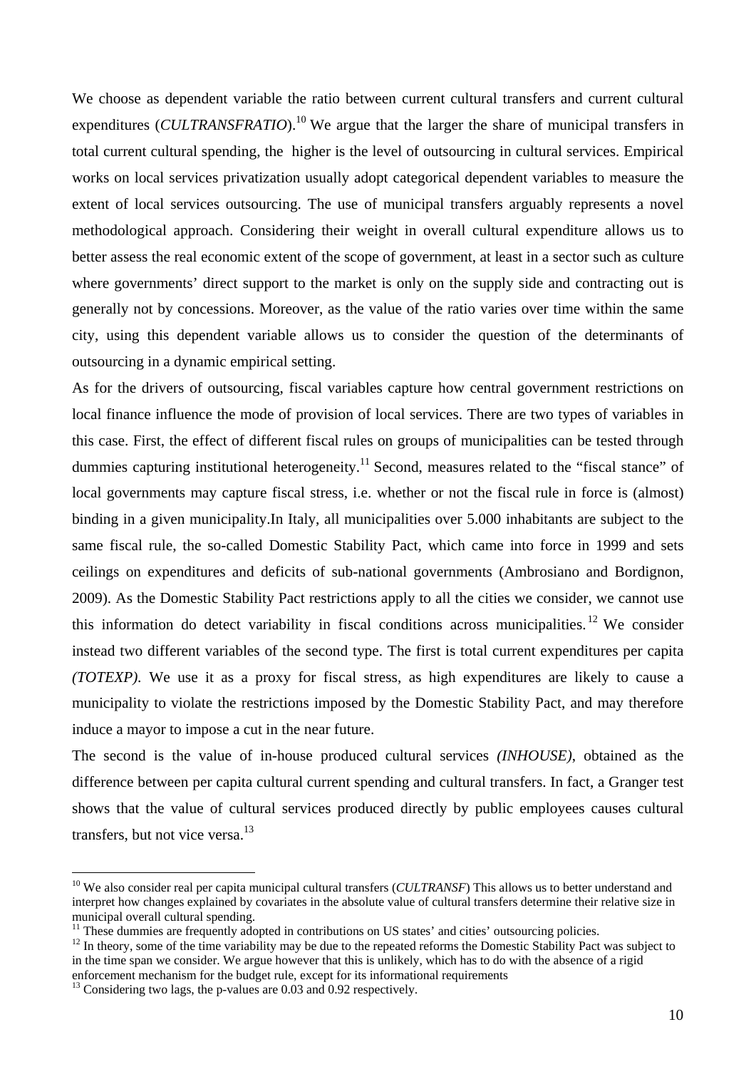We choose as dependent variable the ratio between current cultural transfers and current cultural expenditures (*CULTRANSFRATIO*).[10] We argue that the larger the share of municipal transfers in total current cultural spending, the higher is the level of outsourcing in cultural services. Empirical works on local services privatization usually adopt categorical dependent variables to measure the extent of local services outsourcing. The use of municipal transfers arguably represents a novel methodological approach. Considering their weight in overall cultural expenditure allows us to better assess the real economic extent of the scope of government, at least in a sector such as culture where governments' direct support to the market is only on the supply side and contracting out is generally not by concessions. Moreover, as the value of the ratio varies over time within the same city, using this dependent variable allows us to consider the question of the determinants of outsourcing in a dynamic empirical setting.

As for the drivers of outsourcing, fiscal variables capture how central government restrictions on local finance influence the mode of provision of local services. There are two types of variables in this case. First, the effect of different fiscal rules on groups of municipalities can be tested through dummies capturing institutional heterogeneity.[11] Second, measures related to the "fiscal stance" of local governments may capture fiscal stress, i.e. whether or not the fiscal rule in force is (almost) binding in a given municipality.In Italy, all municipalities over 5.000 inhabitants are subject to the same fiscal rule, the so-called Domestic Stability Pact, which came into force in 1999 and sets ceilings on expenditures and deficits of sub-national governments (Ambrosiano and Bordignon, 2009). As the Domestic Stability Pact restrictions apply to all the cities we consider, we cannot use this information do detect variability in fiscal conditions across municipalities.[12] We consider instead two different variables of the second type. The first is total current expenditures per capita *(TOTEXP)*. We use it as a proxy for fiscal stress, as high expenditures are likely to cause a municipality to violate the restrictions imposed by the Domestic Stability Pact, and may therefore induce a mayor to impose a cut in the near future.

The second is the value of in-house produced cultural services *(INHOUSE)*, obtained as the difference between per capita cultural current spending and cultural transfers. In fact, a Granger test shows that the value of cultural services produced directly by public employees causes cultural transfers, but not vice versa.[13]

---

[10] We also consider real per capita municipal cultural transfers (*CULTRANSF*) This allows us to better understand and interpret how changes explained by covariates in the absolute value of cultural transfers determine their relative size in municipal overall cultural spending.

[11] These dummies are frequently adopted in contributions on US states' and cities' outsourcing policies.

[12] In theory, some of the time variability may be due to the repeated reforms the Domestic Stability Pact was subject to in the time span we consider. We argue however that this is unlikely, which has to do with the absence of a rigid enforcement mechanism for the budget rule, except for its informational requirements

[13] Considering two lags, the p-values are 0.03 and 0.92 respectively.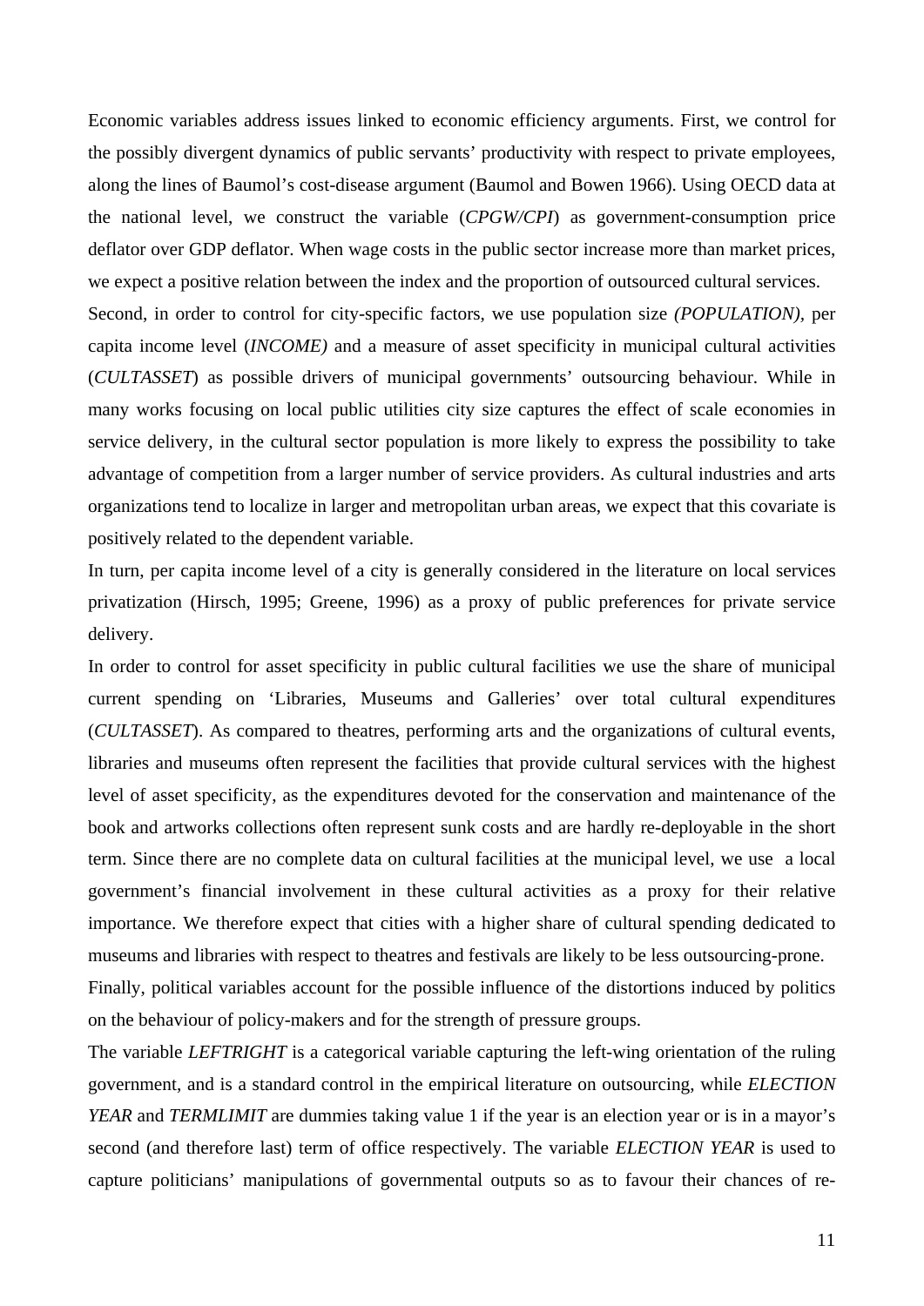Economic variables address issues linked to economic efficiency arguments. First, we control for the possibly divergent dynamics of public servants' productivity with respect to private employees, along the lines of Baumol's cost-disease argument (Baumol and Bowen 1966). Using OECD data at the national level, we construct the variable (*CPGW/CPI*) as government-consumption price deflator over GDP deflator. When wage costs in the public sector increase more than market prices, we expect a positive relation between the index and the proportion of outsourced cultural services.

Second, in order to control for city-specific factors, we use population size *(POPULATION),* per capita income level (*INCOME)* and a measure of asset specificity in municipal cultural activities (*CULTASSET*) as possible drivers of municipal governments' outsourcing behaviour. While in many works focusing on local public utilities city size captures the effect of scale economies in service delivery, in the cultural sector population is more likely to express the possibility to take advantage of competition from a larger number of service providers. As cultural industries and arts organizations tend to localize in larger and metropolitan urban areas, we expect that this covariate is positively related to the dependent variable.

In turn, per capita income level of a city is generally considered in the literature on local services privatization (Hirsch, 1995; Greene, 1996) as a proxy of public preferences for private service delivery.

In order to control for asset specificity in public cultural facilities we use the share of municipal current spending on 'Libraries, Museums and Galleries' over total cultural expenditures (*CULTASSET*). As compared to theatres, performing arts and the organizations of cultural events, libraries and museums often represent the facilities that provide cultural services with the highest level of asset specificity, as the expenditures devoted for the conservation and maintenance of the book and artworks collections often represent sunk costs and are hardly re-deployable in the short term. Since there are no complete data on cultural facilities at the municipal level, we use a local government's financial involvement in these cultural activities as a proxy for their relative importance. We therefore expect that cities with a higher share of cultural spending dedicated to museums and libraries with respect to theatres and festivals are likely to be less outsourcing-prone.

Finally, political variables account for the possible influence of the distortions induced by politics on the behaviour of policy-makers and for the strength of pressure groups.

The variable *LEFTRIGHT* is a categorical variable capturing the left-wing orientation of the ruling government, and is a standard control in the empirical literature on outsourcing, while *ELECTION YEAR* and *TERMLIMIT* are dummies taking value 1 if the year is an election year or is in a mayor's second (and therefore last) term of office respectively. The variable *ELECTION YEAR* is used to capture politicians' manipulations of governmental outputs so as to favour their chances of re-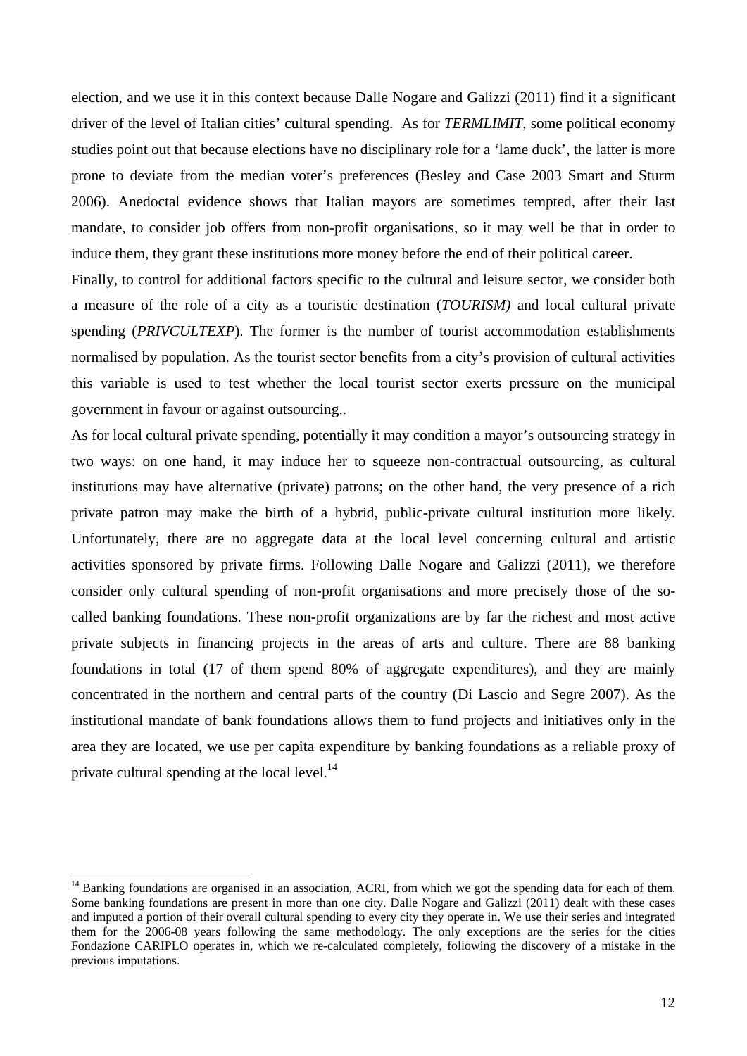election, and we use it in this context because Dalle Nogare and Galizzi (2011) find it a significant driver of the level of Italian cities' cultural spending. As for *TERMLIMIT*, some political economy studies point out that because elections have no disciplinary role for a 'lame duck', the latter is more prone to deviate from the median voter's preferences (Besley and Case 2003 Smart and Sturm 2006). Anedoctal evidence shows that Italian mayors are sometimes tempted, after their last mandate, to consider job offers from non-profit organisations, so it may well be that in order to induce them, they grant these institutions more money before the end of their political career.

Finally, to control for additional factors specific to the cultural and leisure sector, we consider both a measure of the role of a city as a touristic destination (*TOURISM)* and local cultural private spending (*PRIVCULTEXP*). The former is the number of tourist accommodation establishments normalised by population. As the tourist sector benefits from a city's provision of cultural activities this variable is used to test whether the local tourist sector exerts pressure on the municipal government in favour or against outsourcing..

As for local cultural private spending, potentially it may condition a mayor's outsourcing strategy in two ways: on one hand, it may induce her to squeeze non-contractual outsourcing, as cultural institutions may have alternative (private) patrons; on the other hand, the very presence of a rich private patron may make the birth of a hybrid, public-private cultural institution more likely. Unfortunately, there are no aggregate data at the local level concerning cultural and artistic activities sponsored by private firms. Following Dalle Nogare and Galizzi (2011), we therefore consider only cultural spending of non-profit organisations and more precisely those of the so-called banking foundations. These non-profit organizations are by far the richest and most active private subjects in financing projects in the areas of arts and culture. There are 88 banking foundations in total (17 of them spend 80% of aggregate expenditures), and they are mainly concentrated in the northern and central parts of the country (Di Lascio and Segre 2007). As the institutional mandate of bank foundations allows them to fund projects and initiatives only in the area they are located, we use per capita expenditure by banking foundations as a reliable proxy of private cultural spending at the local level.[14]

---

[14] Banking foundations are organised in an association, ACRI, from which we got the spending data for each of them. Some banking foundations are present in more than one city. Dalle Nogare and Galizzi (2011) dealt with these cases and imputed a portion of their overall cultural spending to every city they operate in. We use their series and integrated them for the 2006-08 years following the same methodology. The only exceptions are the series for the cities Fondazione CARIPLO operates in, which we re-calculated completely, following the discovery of a mistake in the previous imputations.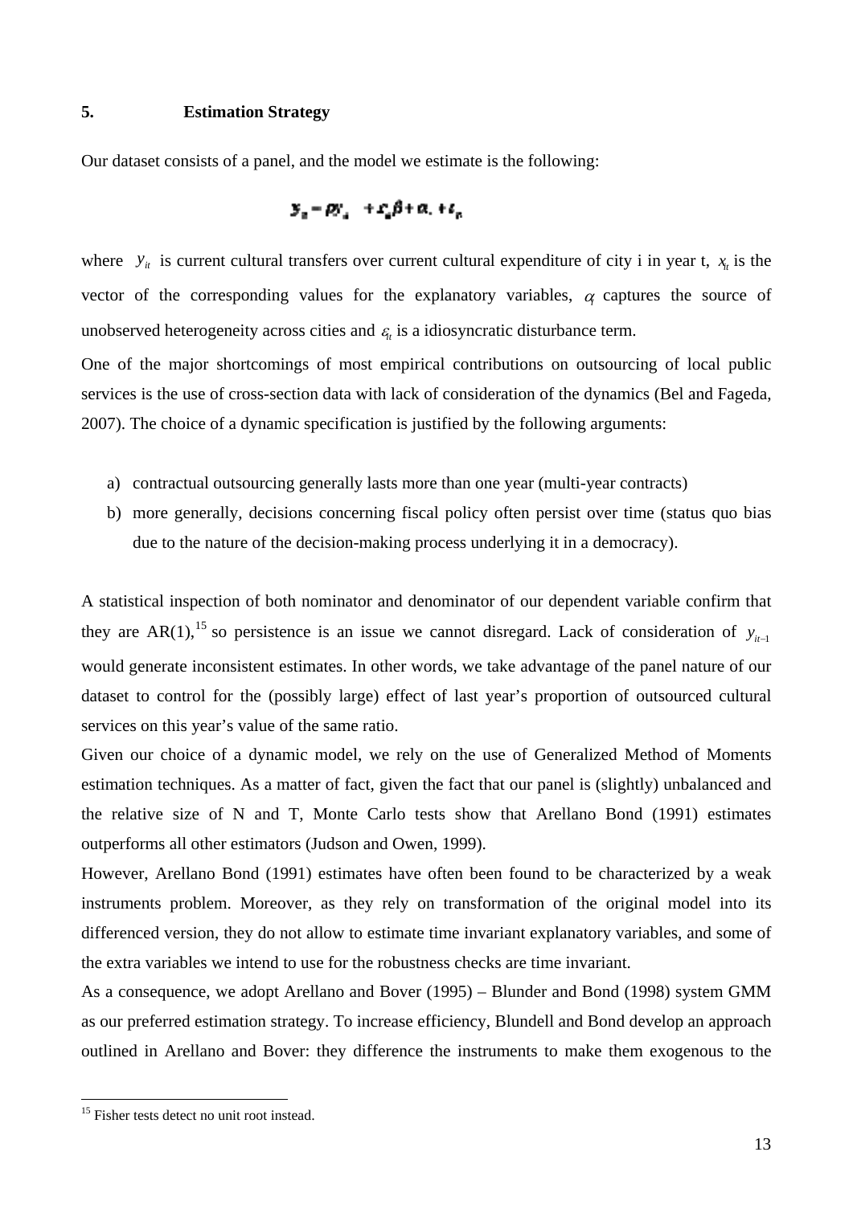## 5. Estimation Strategy

Our dataset consists of a panel, and the model we estimate is the following:

$$y_{it} = \rho y_{it-1} + x_{it}\beta + \alpha_i + \varepsilon_{it}$$

where $y_{it}$ is current cultural transfers over current cultural expenditure of city i in year t, $x_{it}$ is the vector of the corresponding values for the explanatory variables, $\alpha_i$ captures the source of unobserved heterogeneity across cities and $\varepsilon_{it}$ is a idiosyncratic disturbance term.

One of the major shortcomings of most empirical contributions on outsourcing of local public services is the use of cross-section data with lack of consideration of the dynamics (Bel and Fageda, 2007). The choice of a dynamic specification is justified by the following arguments:

a) contractual outsourcing generally lasts more than one year (multi-year contracts)
b) more generally, decisions concerning fiscal policy often persist over time (status quo bias due to the nature of the decision-making process underlying it in a democracy).

A statistical inspection of both nominator and denominator of our dependent variable confirm that they are AR(1),[15] so persistence is an issue we cannot disregard. Lack of consideration of $y_{it-1}$ would generate inconsistent estimates. In other words, we take advantage of the panel nature of our dataset to control for the (possibly large) effect of last year's proportion of outsourced cultural services on this year's value of the same ratio.

Given our choice of a dynamic model, we rely on the use of Generalized Method of Moments estimation techniques. As a matter of fact, given the fact that our panel is (slightly) unbalanced and the relative size of N and T, Monte Carlo tests show that Arellano Bond (1991) estimates outperforms all other estimators (Judson and Owen, 1999).

However, Arellano Bond (1991) estimates have often been found to be characterized by a weak instruments problem. Moreover, as they rely on transformation of the original model into its differenced version, they do not allow to estimate time invariant explanatory variables, and some of the extra variables we intend to use for the robustness checks are time invariant.

As a consequence, we adopt Arellano and Bover (1995) – Blunder and Bond (1998) system GMM as our preferred estimation strategy. To increase efficiency, Blundell and Bond develop an approach outlined in Arellano and Bover: they difference the instruments to make them exogenous to the

[15] Fisher tests detect no unit root instead.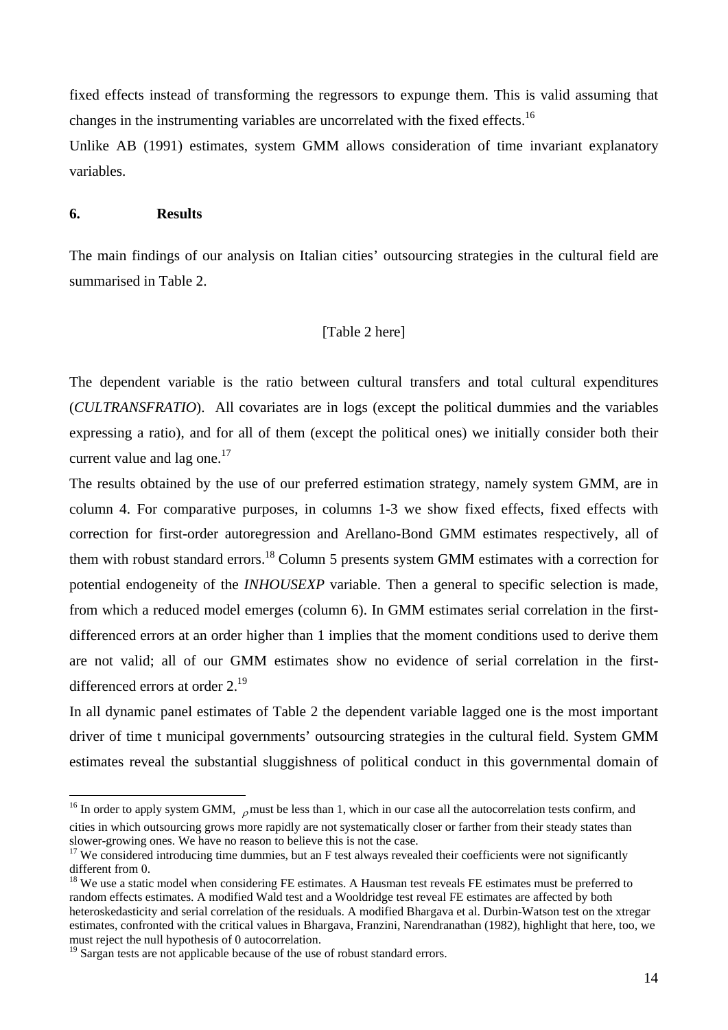fixed effects instead of transforming the regressors to expunge them. This is valid assuming that changes in the instrumenting variables are uncorrelated with the fixed effects.[16]

Unlike AB (1991) estimates, system GMM allows consideration of time invariant explanatory variables.

## 6. Results

The main findings of our analysis on Italian cities' outsourcing strategies in the cultural field are summarised in Table 2.

[Table 2 here]

The dependent variable is the ratio between cultural transfers and total cultural expenditures (*CULTRANSFRATIO*). All covariates are in logs (except the political dummies and the variables expressing a ratio), and for all of them (except the political ones) we initially consider both their current value and lag one.[17]

The results obtained by the use of our preferred estimation strategy, namely system GMM, are in column 4. For comparative purposes, in columns 1-3 we show fixed effects, fixed effects with correction for first-order autoregression and Arellano-Bond GMM estimates respectively, all of them with robust standard errors.[18] Column 5 presents system GMM estimates with a correction for potential endogeneity of the *INHOUSEXP* variable. Then a general to specific selection is made, from which a reduced model emerges (column 6). In GMM estimates serial correlation in the first-differenced errors at an order higher than 1 implies that the moment conditions used to derive them are not valid; all of our GMM estimates show no evidence of serial correlation in the first-differenced errors at order 2.[19]

In all dynamic panel estimates of Table 2 the dependent variable lagged one is the most important driver of time t municipal governments' outsourcing strategies in the cultural field. System GMM estimates reveal the substantial sluggishness of political conduct in this governmental domain of

---

[16] In order to apply system GMM, $\rho$ must be less than 1, which in our case all the autocorrelation tests confirm, and cities in which outsourcing grows more rapidly are not systematically closer or farther from their steady states than slower-growing ones. We have no reason to believe this is not the case.

[17] We considered introducing time dummies, but an F test always revealed their coefficients were not significantly different from 0.

[18] We use a static model when considering FE estimates. A Hausman test reveals FE estimates must be preferred to random effects estimates. A modified Wald test and a Wooldridge test reveal FE estimates are affected by both heteroskedasticity and serial correlation of the residuals. A modified Bhargava et al. Durbin-Watson test on the xtregar estimates, confronted with the critical values in Bhargava, Franzini, Narendranathan (1982), highlight that here, too, we must reject the null hypothesis of 0 autocorrelation.

[19] Sargan tests are not applicable because of the use of robust standard errors.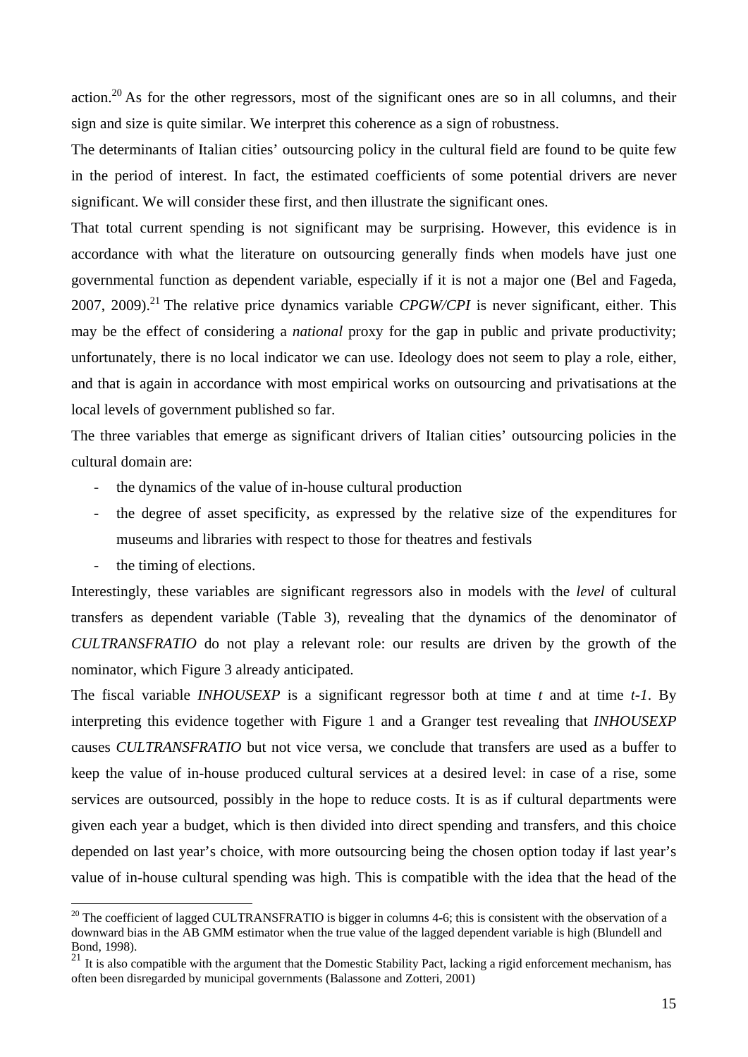action.[20] As for the other regressors, most of the significant ones are so in all columns, and their sign and size is quite similar. We interpret this coherence as a sign of robustness.

The determinants of Italian cities' outsourcing policy in the cultural field are found to be quite few in the period of interest. In fact, the estimated coefficients of some potential drivers are never significant. We will consider these first, and then illustrate the significant ones.

That total current spending is not significant may be surprising. However, this evidence is in accordance with what the literature on outsourcing generally finds when models have just one governmental function as dependent variable, especially if it is not a major one (Bel and Fageda, 2007, 2009).[21] The relative price dynamics variable *CPGW/CPI* is never significant, either. This may be the effect of considering a *national* proxy for the gap in public and private productivity; unfortunately, there is no local indicator we can use. Ideology does not seem to play a role, either, and that is again in accordance with most empirical works on outsourcing and privatisations at the local levels of government published so far.

The three variables that emerge as significant drivers of Italian cities' outsourcing policies in the cultural domain are:

- the dynamics of the value of in-house cultural production
- the degree of asset specificity, as expressed by the relative size of the expenditures for museums and libraries with respect to those for theatres and festivals
- the timing of elections.

Interestingly, these variables are significant regressors also in models with the *level* of cultural transfers as dependent variable (Table 3), revealing that the dynamics of the denominator of *CULTRANSFRATIO* do not play a relevant role: our results are driven by the growth of the nominator, which Figure 3 already anticipated.

The fiscal variable *INHOUSEXP* is a significant regressor both at time *t* and at time *t-1*. By interpreting this evidence together with Figure 1 and a Granger test revealing that *INHOUSEXP* causes *CULTRANSFRATIO* but not vice versa, we conclude that transfers are used as a buffer to keep the value of in-house produced cultural services at a desired level: in case of a rise, some services are outsourced, possibly in the hope to reduce costs. It is as if cultural departments were given each year a budget, which is then divided into direct spending and transfers, and this choice depended on last year's choice, with more outsourcing being the chosen option today if last year's value of in-house cultural spending was high. This is compatible with the idea that the head of the

[20] The coefficient of lagged CULTRANSFRATIO is bigger in columns 4-6; this is consistent with the observation of a downward bias in the AB GMM estimator when the true value of the lagged dependent variable is high (Blundell and Bond, 1998).

[21] It is also compatible with the argument that the Domestic Stability Pact, lacking a rigid enforcement mechanism, has often been disregarded by municipal governments (Balassone and Zotteri, 2001)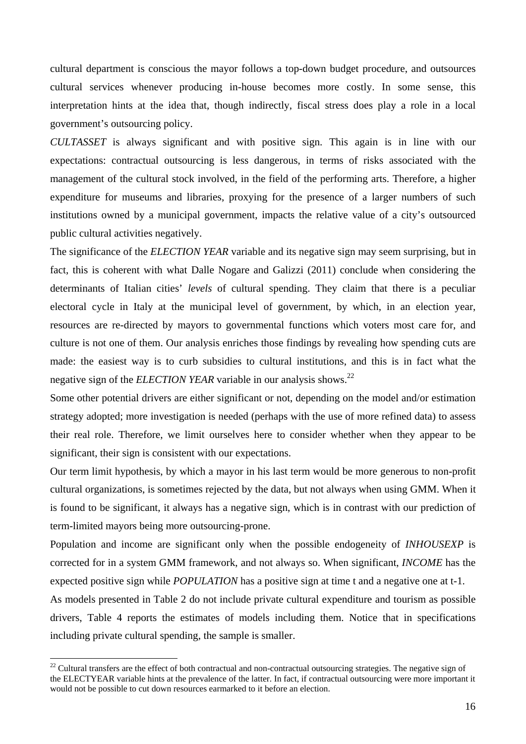cultural department is conscious the mayor follows a top-down budget procedure, and outsources cultural services whenever producing in-house becomes more costly. In some sense, this interpretation hints at the idea that, though indirectly, fiscal stress does play a role in a local government's outsourcing policy.

*CULTASSET* is always significant and with positive sign. This again is in line with our expectations: contractual outsourcing is less dangerous, in terms of risks associated with the management of the cultural stock involved, in the field of the performing arts. Therefore, a higher expenditure for museums and libraries, proxying for the presence of a larger numbers of such institutions owned by a municipal government, impacts the relative value of a city's outsourced public cultural activities negatively.

The significance of the *ELECTION YEAR* variable and its negative sign may seem surprising, but in fact, this is coherent with what Dalle Nogare and Galizzi (2011) conclude when considering the determinants of Italian cities' *levels* of cultural spending. They claim that there is a peculiar electoral cycle in Italy at the municipal level of government, by which, in an election year, resources are re-directed by mayors to governmental functions which voters most care for, and culture is not one of them. Our analysis enriches those findings by revealing how spending cuts are made: the easiest way is to curb subsidies to cultural institutions, and this is in fact what the negative sign of the *ELECTION YEAR* variable in our analysis shows.[22]

Some other potential drivers are either significant or not, depending on the model and/or estimation strategy adopted; more investigation is needed (perhaps with the use of more refined data) to assess their real role. Therefore, we limit ourselves here to consider whether when they appear to be significant, their sign is consistent with our expectations.

Our term limit hypothesis, by which a mayor in his last term would be more generous to non-profit cultural organizations, is sometimes rejected by the data, but not always when using GMM. When it is found to be significant, it always has a negative sign, which is in contrast with our prediction of term-limited mayors being more outsourcing-prone.

Population and income are significant only when the possible endogeneity of *INHOUSEXP* is corrected for in a system GMM framework, and not always so. When significant, *INCOME* has the expected positive sign while *POPULATION* has a positive sign at time t and a negative one at t-1.

As models presented in Table 2 do not include private cultural expenditure and tourism as possible drivers, Table 4 reports the estimates of models including them. Notice that in specifications including private cultural spending, the sample is smaller.

---

[22] Cultural transfers are the effect of both contractual and non-contractual outsourcing strategies. The negative sign of the ELECTYEAR variable hints at the prevalence of the latter. In fact, if contractual outsourcing were more important it would not be possible to cut down resources earmarked to it before an election.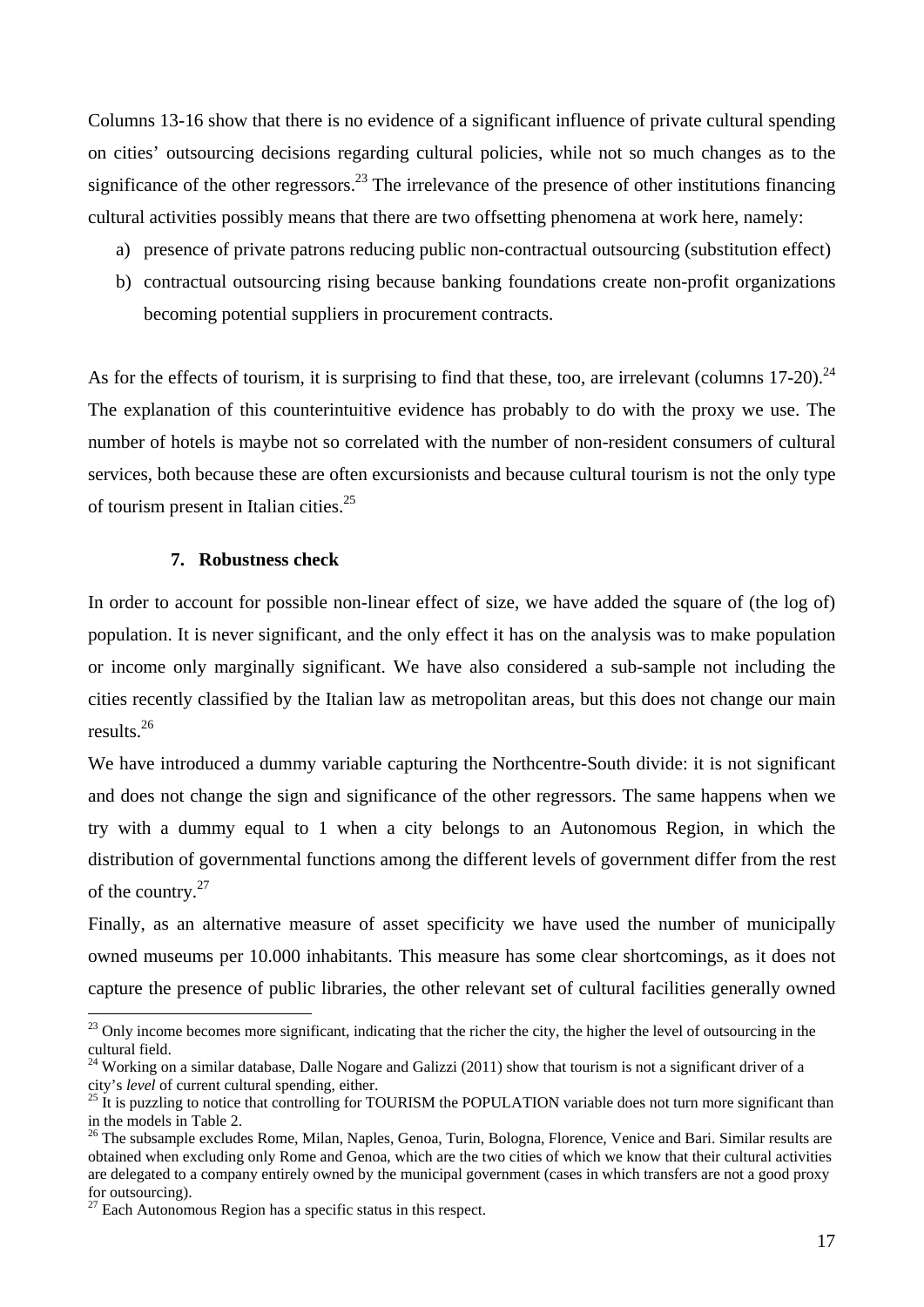Columns 13-16 show that there is no evidence of a significant influence of private cultural spending on cities' outsourcing decisions regarding cultural policies, while not so much changes as to the significance of the other regressors.[23] The irrelevance of the presence of other institutions financing cultural activities possibly means that there are two offsetting phenomena at work here, namely:

a) presence of private patrons reducing public non-contractual outsourcing (substitution effect)
b) contractual outsourcing rising because banking foundations create non-profit organizations becoming potential suppliers in procurement contracts.

As for the effects of tourism, it is surprising to find that these, too, are irrelevant (columns 17-20).[24] The explanation of this counterintuitive evidence has probably to do with the proxy we use. The number of hotels is maybe not so correlated with the number of non-resident consumers of cultural services, both because these are often excursionists and because cultural tourism is not the only type of tourism present in Italian cities.[25]

## 7. Robustness check

In order to account for possible non-linear effect of size, we have added the square of (the log of) population. It is never significant, and the only effect it has on the analysis was to make population or income only marginally significant. We have also considered a sub-sample not including the cities recently classified by the Italian law as metropolitan areas, but this does not change our main results.[26]

We have introduced a dummy variable capturing the Northcentre-South divide: it is not significant and does not change the sign and significance of the other regressors. The same happens when we try with a dummy equal to 1 when a city belongs to an Autonomous Region, in which the distribution of governmental functions among the different levels of government differ from the rest of the country.[27]

Finally, as an alternative measure of asset specificity we have used the number of municipally owned museums per 10.000 inhabitants. This measure has some clear shortcomings, as it does not capture the presence of public libraries, the other relevant set of cultural facilities generally owned

---

[23] Only income becomes more significant, indicating that the richer the city, the higher the level of outsourcing in the cultural field.

[24] Working on a similar database, Dalle Nogare and Galizzi (2011) show that tourism is not a significant driver of a city's *level* of current cultural spending, either.

[25] It is puzzling to notice that controlling for TOURISM the POPULATION variable does not turn more significant than in the models in Table 2.

[26] The subsample excludes Rome, Milan, Naples, Genoa, Turin, Bologna, Florence, Venice and Bari. Similar results are obtained when excluding only Rome and Genoa, which are the two cities of which we know that their cultural activities are delegated to a company entirely owned by the municipal government (cases in which transfers are not a good proxy for outsourcing).

[27] Each Autonomous Region has a specific status in this respect.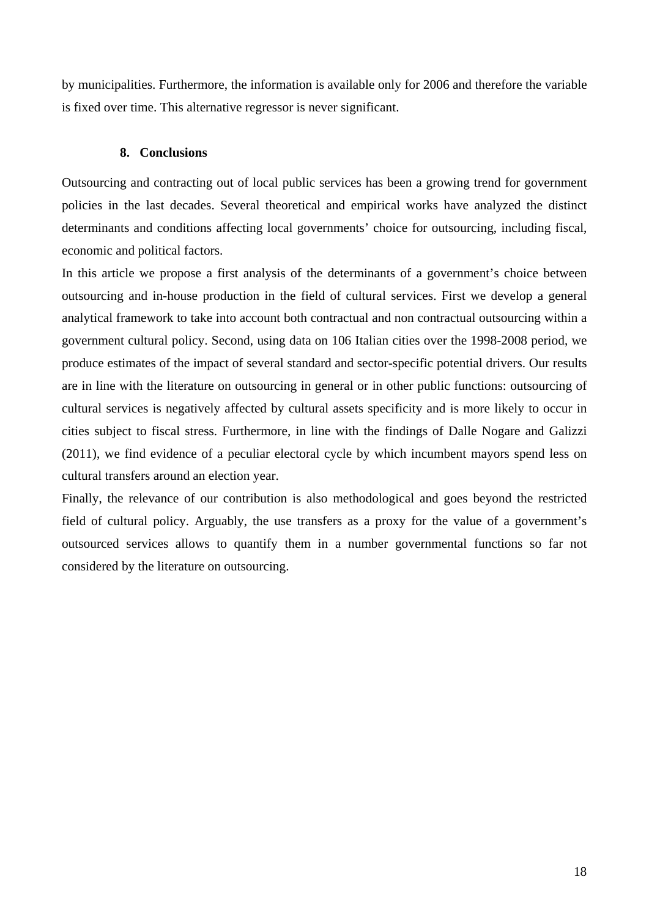by municipalities. Furthermore, the information is available only for 2006 and therefore the variable is fixed over time. This alternative regressor is never significant.

## 8. Conclusions

Outsourcing and contracting out of local public services has been a growing trend for government policies in the last decades. Several theoretical and empirical works have analyzed the distinct determinants and conditions affecting local governments' choice for outsourcing, including fiscal, economic and political factors.

In this article we propose a first analysis of the determinants of a government's choice between outsourcing and in-house production in the field of cultural services. First we develop a general analytical framework to take into account both contractual and non contractual outsourcing within a government cultural policy. Second, using data on 106 Italian cities over the 1998-2008 period, we produce estimates of the impact of several standard and sector-specific potential drivers. Our results are in line with the literature on outsourcing in general or in other public functions: outsourcing of cultural services is negatively affected by cultural assets specificity and is more likely to occur in cities subject to fiscal stress. Furthermore, in line with the findings of Dalle Nogare and Galizzi (2011), we find evidence of a peculiar electoral cycle by which incumbent mayors spend less on cultural transfers around an election year.

Finally, the relevance of our contribution is also methodological and goes beyond the restricted field of cultural policy. Arguably, the use transfers as a proxy for the value of a government's outsourced services allows to quantify them in a number governmental functions so far not considered by the literature on outsourcing.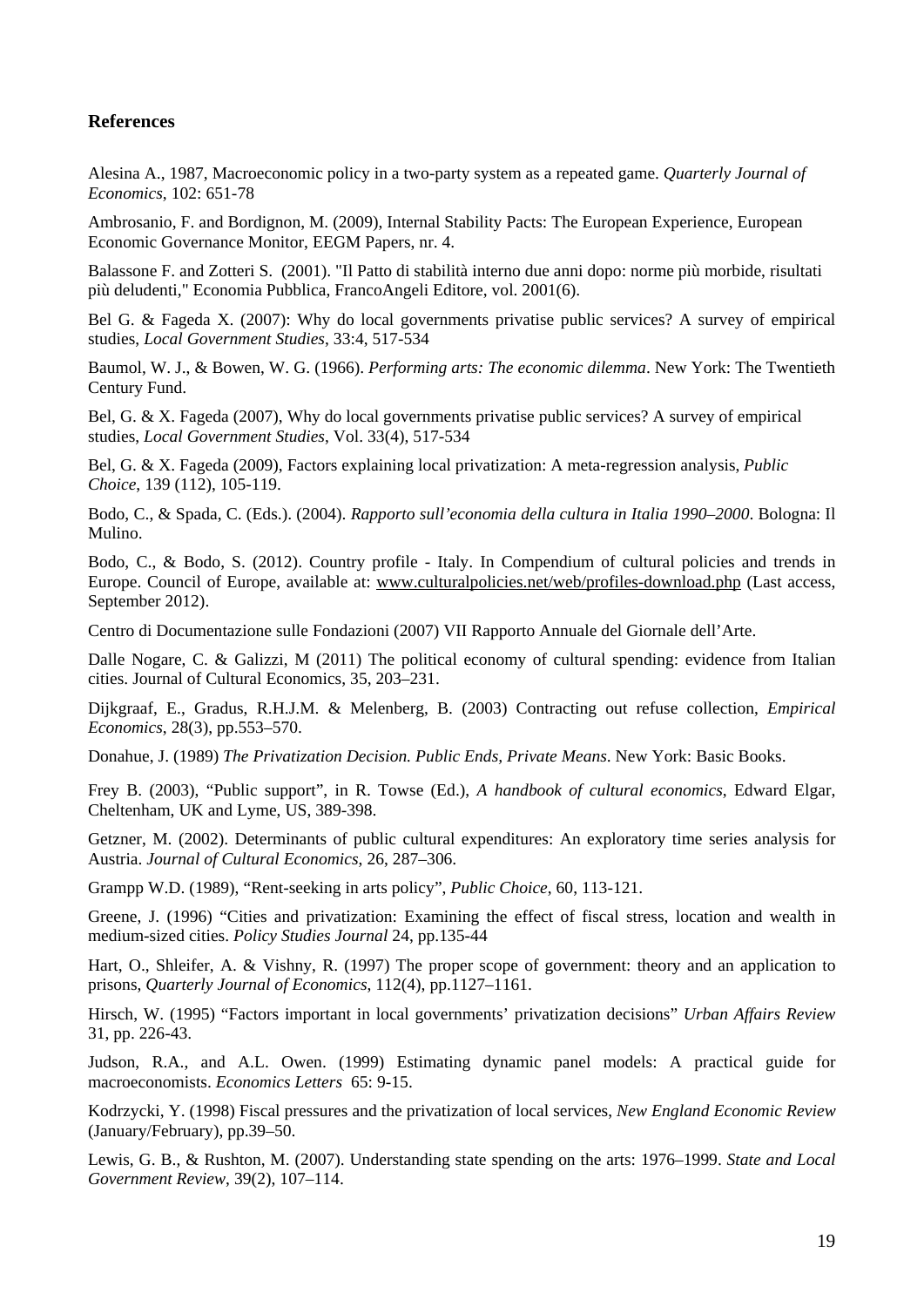## References

Alesina A., 1987, Macroeconomic policy in a two-party system as a repeated game. *Quarterly Journal of Economics*, 102: 651-78

Ambrosanio, F. and Bordignon, M. (2009), Internal Stability Pacts: The European Experience, European Economic Governance Monitor, EEGM Papers, nr. 4.

Balassone F. and Zotteri S. (2001). "Il Patto di stabilità interno due anni dopo: norme più morbide, risultati più deludenti," Economia Pubblica, FrancoAngeli Editore, vol. 2001(6).

Bel G. & Fageda X. (2007): Why do local governments privatise public services? A survey of empirical studies, *Local Government Studies*, 33:4, 517-534

Baumol, W. J., & Bowen, W. G. (1966). *Performing arts: The economic dilemma*. New York: The Twentieth Century Fund.

Bel, G. & X. Fageda (2007), Why do local governments privatise public services? A survey of empirical studies, *Local Government Studies*, Vol. 33(4), 517-534

Bel, G. & X. Fageda (2009), Factors explaining local privatization: A meta-regression analysis, *Public Choice*, 139 (112), 105-119.

Bodo, C., & Spada, C. (Eds.). (2004). *Rapporto sull'economia della cultura in Italia 1990–2000*. Bologna: Il Mulino.

Bodo, C., & Bodo, S. (2012). Country profile - Italy. In Compendium of cultural policies and trends in Europe. Council of Europe, available at: www.culturalpolicies.net/web/profiles-download.php (Last access, September 2012).

Centro di Documentazione sulle Fondazioni (2007) VII Rapporto Annuale del Giornale dell'Arte.

Dalle Nogare, C. & Galizzi, M (2011) The political economy of cultural spending: evidence from Italian cities. Journal of Cultural Economics, 35, 203–231.

Dijkgraaf, E., Gradus, R.H.J.M. & Melenberg, B. (2003) Contracting out refuse collection, *Empirical Economics*, 28(3), pp.553–570.

Donahue, J. (1989) *The Privatization Decision. Public Ends, Private Means*. New York: Basic Books.

Frey B. (2003), "Public support", in R. Towse (Ed.), *A handbook of cultural economics*, Edward Elgar, Cheltenham, UK and Lyme, US, 389-398.

Getzner, M. (2002). Determinants of public cultural expenditures: An exploratory time series analysis for Austria. *Journal of Cultural Economics*, 26, 287–306.

Grampp W.D. (1989), "Rent-seeking in arts policy", *Public Choice*, 60, 113-121.

Greene, J. (1996) "Cities and privatization: Examining the effect of fiscal stress, location and wealth in medium-sized cities. *Policy Studies Journal* 24, pp.135-44

Hart, O., Shleifer, A. & Vishny, R. (1997) The proper scope of government: theory and an application to prisons, *Quarterly Journal of Economics*, 112(4), pp.1127–1161.

Hirsch, W. (1995) "Factors important in local governments' privatization decisions" *Urban Affairs Review* 31, pp. 226-43.

Judson, R.A., and A.L. Owen. (1999) Estimating dynamic panel models: A practical guide for macroeconomists. *Economics Letters* 65: 9-15.

Kodrzycki, Y. (1998) Fiscal pressures and the privatization of local services, *New England Economic Review* (January/February), pp.39–50.

Lewis, G. B., & Rushton, M. (2007). Understanding state spending on the arts: 1976–1999. *State and Local Government Review*, 39(2), 107–114.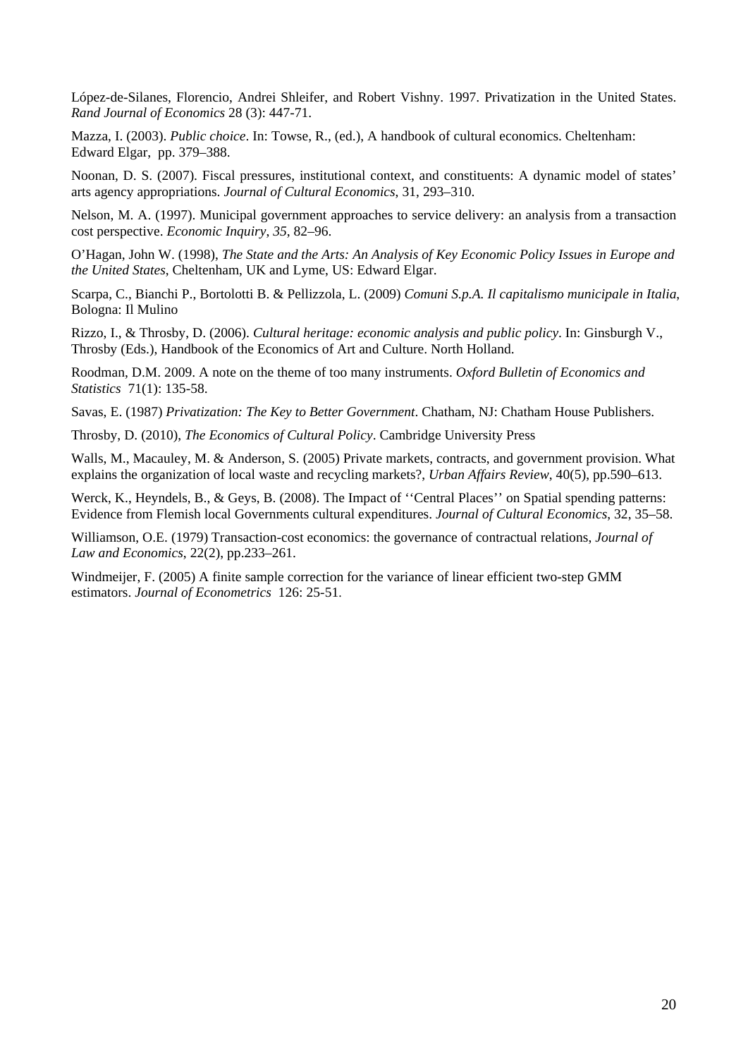López-de-Silanes, Florencio, Andrei Shleifer, and Robert Vishny. 1997. Privatization in the United States. *Rand Journal of Economics* 28 (3): 447-71.

Mazza, I. (2003). *Public choice*. In: Towse, R., (ed.), A handbook of cultural economics. Cheltenham: Edward Elgar, pp. 379–388.

Noonan, D. S. (2007). Fiscal pressures, institutional context, and constituents: A dynamic model of states' arts agency appropriations. *Journal of Cultural Economics*, 31, 293–310.

Nelson, M. A. (1997). Municipal government approaches to service delivery: an analysis from a transaction cost perspective. *Economic Inquiry*, *35*, 82–96.

O'Hagan, John W. (1998), *The State and the Arts: An Analysis of Key Economic Policy Issues in Europe and the United States*, Cheltenham, UK and Lyme, US: Edward Elgar.

Scarpa, C., Bianchi P., Bortolotti B. & Pellizzola, L. (2009) *Comuni S.p.A. Il capitalismo municipale in Italia*, Bologna: Il Mulino

Rizzo, I., & Throsby, D. (2006). *Cultural heritage: economic analysis and public policy*. In: Ginsburgh V., Throsby (Eds.), Handbook of the Economics of Art and Culture. North Holland.

Roodman, D.M. 2009. A note on the theme of too many instruments. *Oxford Bulletin of Economics and Statistics* 71(1): 135-58.

Savas, E. (1987) *Privatization: The Key to Better Government*. Chatham, NJ: Chatham House Publishers.

Throsby, D. (2010), *The Economics of Cultural Policy*. Cambridge University Press

Walls, M., Macauley, M. & Anderson, S. (2005) Private markets, contracts, and government provision. What explains the organization of local waste and recycling markets?, *Urban Affairs Review*, 40(5), pp.590–613.

Werck, K., Heyndels, B., & Geys, B. (2008). The Impact of ''Central Places'' on Spatial spending patterns: Evidence from Flemish local Governments cultural expenditures. *Journal of Cultural Economics*, 32, 35–58.

Williamson, O.E. (1979) Transaction-cost economics: the governance of contractual relations, *Journal of Law and Economics*, 22(2), pp.233–261.

Windmeijer, F. (2005) A finite sample correction for the variance of linear efficient two-step GMM estimators. *Journal of Econometrics* 126: 25-51.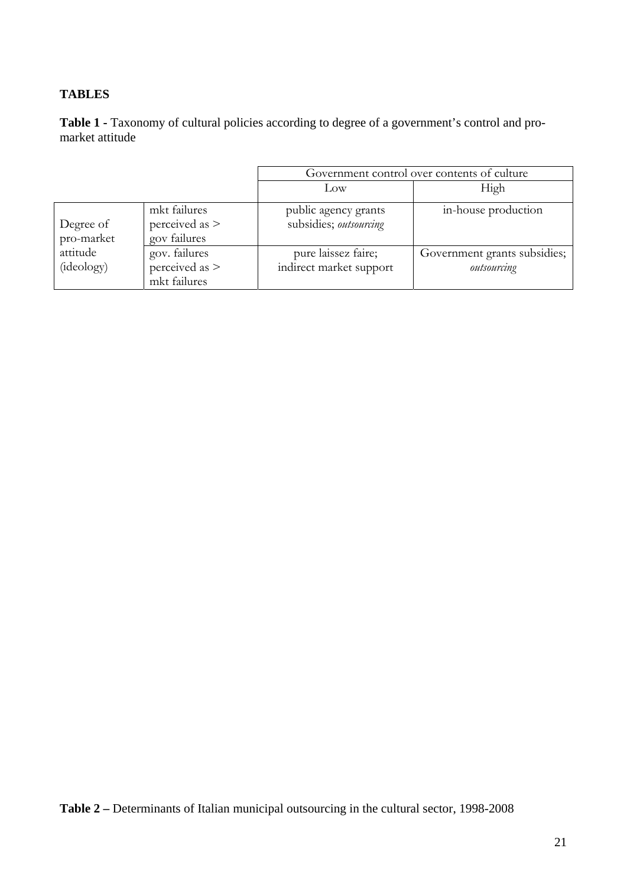# TABLES

**Table 1 -** Taxonomy of cultural policies according to degree of a government's control and pro-market attitude

| | | Government control over contents of culture | |
|---|---|---|---|
| | | Low | High |
| Degree of pro-market attitude (ideology) | mkt failures perceived as > gov failures | public agency grants subsidies; *outsourcing* | in-house production |
| | gov. failures perceived as > mkt failures | pure laissez faire; indirect market support | Government grants subsidies; *outsourcing* |

**Table 2 –** Determinants of Italian municipal outsourcing in the cultural sector, 1998-2008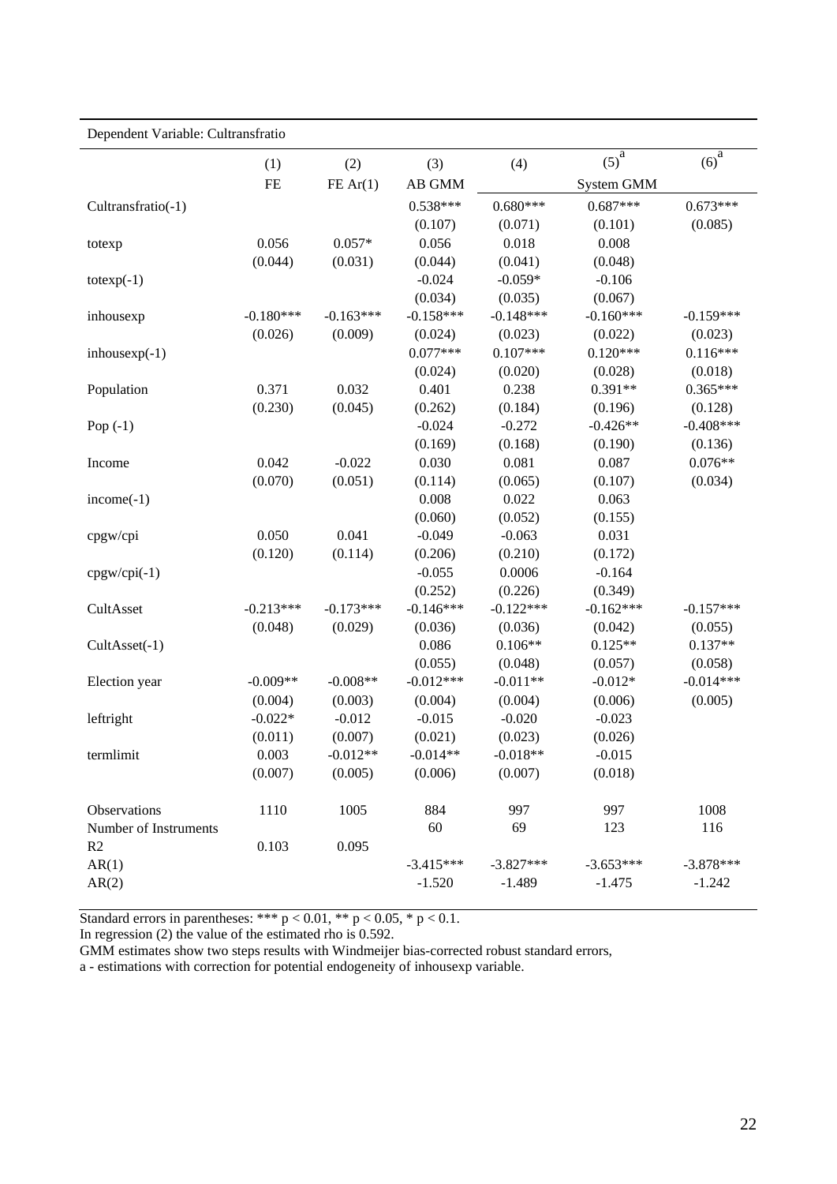Dependent Variable: Cultransfratio

| | (1) | (2) | (3) | (4) | (5)[a] | (6)[a] |
|---|---|---|---|---|---|---|
| | FE | FE Ar(1) | AB GMM | System GMM | | |
| Cultransfratio(-1) | | | 0.538*** | 0.680*** | 0.687*** | 0.673*** |
| | | | (0.107) | (0.071) | (0.101) | (0.085) |
| totexp | 0.056 | 0.057* | 0.056 | 0.018 | 0.008 | |
| | (0.044) | (0.031) | (0.044) | (0.041) | (0.048) | |
| totexp(-1) | | | -0.024 | -0.059* | -0.106 | |
| | | | (0.034) | (0.035) | (0.067) | |
| inhousexp | -0.180*** | -0.163*** | -0.158*** | -0.148*** | -0.160*** | -0.159*** |
| | (0.026) | (0.009) | (0.024) | (0.023) | (0.022) | (0.023) |
| inhousexp(-1) | | | 0.077*** | 0.107*** | 0.120*** | 0.116*** |
| | | | (0.024) | (0.020) | (0.028) | (0.018) |
| Population | 0.371 | 0.032 | 0.401 | 0.238 | 0.391** | 0.365*** |
| | (0.230) | (0.045) | (0.262) | (0.184) | (0.196) | (0.128) |
| Pop (-1) | | | -0.024 | -0.272 | -0.426** | -0.408*** |
| | | | (0.169) | (0.168) | (0.190) | (0.136) |
| Income | 0.042 | -0.022 | 0.030 | 0.081 | 0.087 | 0.076** |
| | (0.070) | (0.051) | (0.114) | (0.065) | (0.107) | (0.034) |
| income(-1) | | | 0.008 | 0.022 | 0.063 | |
| | | | (0.060) | (0.052) | (0.155) | |
| cpgw/cpi | 0.050 | 0.041 | -0.049 | -0.063 | 0.031 | |
| | (0.120) | (0.114) | (0.206) | (0.210) | (0.172) | |
| cpgw/cpi(-1) | | | -0.055 | 0.0006 | -0.164 | |
| | | | (0.252) | (0.226) | (0.349) | |
| CultAsset | -0.213*** | -0.173*** | -0.146*** | -0.122*** | -0.162*** | -0.157*** |
| | (0.048) | (0.029) | (0.036) | (0.036) | (0.042) | (0.055) |
| CultAsset(-1) | | | 0.086 | 0.106** | 0.125** | 0.137** |
| | | | (0.055) | (0.048) | (0.057) | (0.058) |
| Election year | -0.009** | -0.008** | -0.012*** | -0.011** | -0.012* | -0.014*** |
| | (0.004) | (0.003) | (0.004) | (0.004) | (0.006) | (0.005) |
| leftright | -0.022* | -0.012 | -0.015 | -0.020 | -0.023 | |
| | (0.011) | (0.007) | (0.021) | (0.023) | (0.026) | |
| termlimit | 0.003 | -0.012** | -0.014** | -0.018** | -0.015 | |
| | (0.007) | (0.005) | (0.006) | (0.007) | (0.018) | |
| Observations | 1110 | 1005 | 884 | 997 | 997 | 1008 |
| Number of Instruments | | | 60 | 69 | 123 | 116 |
| R2 | 0.103 | 0.095 | | | | |
| AR(1) | | | -3.415*** | -3.827*** | -3.653*** | -3.878*** |
| AR(2) | | | -1.520 | -1.489 | -1.475 | -1.242 |

Standard errors in parentheses: *** $p < 0.01$, ** $p < 0.05$, * $p < 0.1$.

In regression (2) the value of the estimated rho is 0.592.

GMM estimates show two steps results with Windmeijer bias-corrected robust standard errors,

a - estimations with correction for potential endogeneity of inhousexp variable.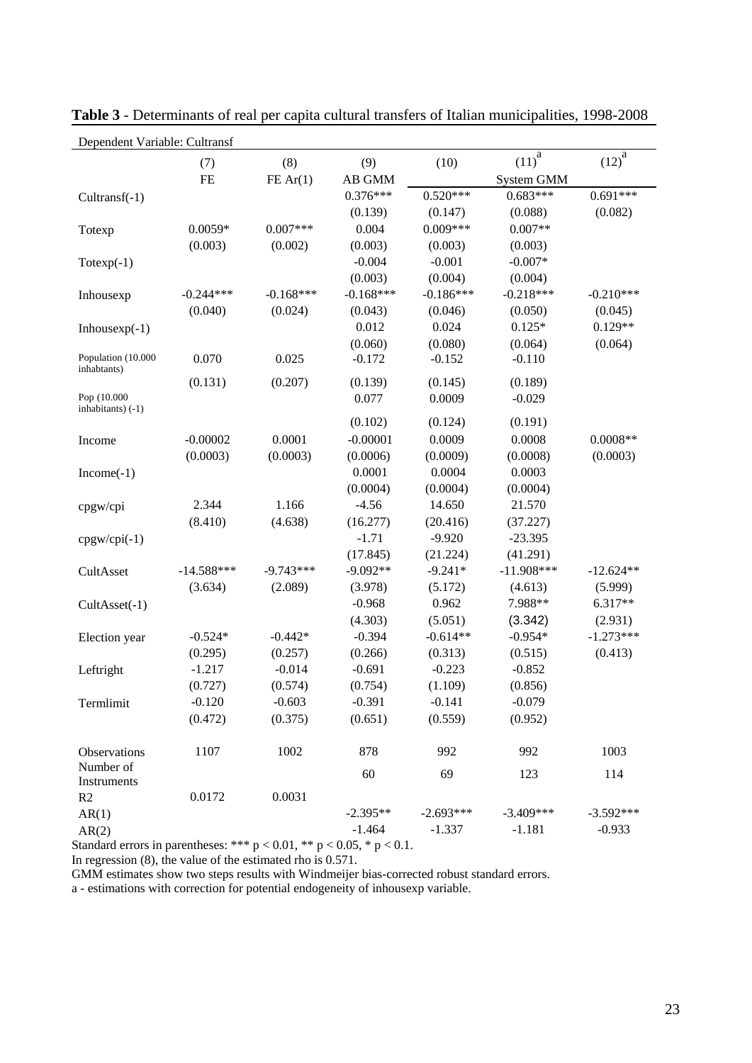**Table 3** - Determinants of real per capita cultural transfers of Italian municipalities, 1998-2008

| Dependent Variable: Cultransf | | | | | | |
|---|---|---|---|---|---|---|
| | (7) | (8) | (9) | (10) | (11)[a] | (12)[a] |
| | FE | FE Ar(1) | AB GMM | System GMM | | |
| Cultransf(-1) | | | 0.376*** | 0.520*** | 0.683*** | 0.691*** |
| | | | (0.139) | (0.147) | (0.088) | (0.082) |
| Totexp | 0.0059* | 0.007*** | 0.004 | 0.009*** | 0.007** | |
| | (0.003) | (0.002) | (0.003) | (0.003) | (0.003) | |
| Totexp(-1) | | | -0.004 | -0.001 | -0.007* | |
| | | | (0.003) | (0.004) | (0.004) | |
| Inhousexp | -0.244*** | -0.168*** | -0.168*** | -0.186*** | -0.218*** | -0.210*** |
| | (0.040) | (0.024) | (0.043) | (0.046) | (0.050) | (0.045) |
| Inhousexp(-1) | | | 0.012 | 0.024 | 0.125* | 0.129** |
| | | | (0.060) | (0.080) | (0.064) | (0.064) |
| Population (10.000 inhabtants) | 0.070 | 0.025 | -0.172 | -0.152 | -0.110 | |
| | (0.131) | (0.207) | (0.139) | (0.145) | (0.189) | |
| Pop (10.000 inhabitants) (-1) | | | 0.077 | 0.0009 | -0.029 | |
| | | | (0.102) | (0.124) | (0.191) | |
| Income | -0.00002 | 0.0001 | -0.00001 | 0.0009 | 0.0008 | 0.0008** |
| | (0.0003) | (0.0003) | (0.0006) | (0.0009) | (0.0008) | (0.0003) |
| Income(-1) | | | 0.0001 | 0.0004 | 0.0003 | |
| | | | (0.0004) | (0.0004) | (0.0004) | |
| cpgw/cpi | 2.344 | 1.166 | -4.56 | 14.650 | 21.570 | |
| | (8.410) | (4.638) | (16.277) | (20.416) | (37.227) | |
| cpgw/cpi(-1) | | | -1.71 | -9.920 | -23.395 | |
| | | | (17.845) | (21.224) | (41.291) | |
| CultAsset | -14.588*** | -9.743*** | -9.092** | -9.241* | -11.908*** | -12.624** |
| | (3.634) | (2.089) | (3.978) | (5.172) | (4.613) | (5.999) |
| CultAsset(-1) | | | -0.968 | 0.962 | 7.988** | 6.317** |
| | | | (4.303) | (5.051) | (3.342) | (2.931) |
| Election year | -0.524* | -0.442* | -0.394 | -0.614** | -0.954* | -1.273*** |
| | (0.295) | (0.257) | (0.266) | (0.313) | (0.515) | (0.413) |
| Leftright | -1.217 | -0.014 | -0.691 | -0.223 | -0.852 | |
| | (0.727) | (0.574) | (0.754) | (1.109) | (0.856) | |
| Termlimit | -0.120 | -0.603 | -0.391 | -0.141 | -0.079 | |
| | (0.472) | (0.375) | (0.651) | (0.559) | (0.952) | |
| Observations | 1107 | 1002 | 878 | 992 | 992 | 1003 |
| Number of Instruments | | | 60 | 69 | 123 | 114 |
| R2 | 0.0172 | 0.0031 | | | | |
| AR(1) | | | -2.395** | -2.693*** | -3.409*** | -3.592*** |
| AR(2) | | | -1.464 | -1.337 | -1.181 | -0.933 |

Standard errors in parentheses: *** $p < 0.01$, ** $p < 0.05$, * $p < 0.1$.

In regression (8), the value of the estimated rho is 0.571.

GMM estimates show two steps results with Windmeijer bias-corrected robust standard errors.

a - estimations with correction for potential endogeneity of inhousexp variable.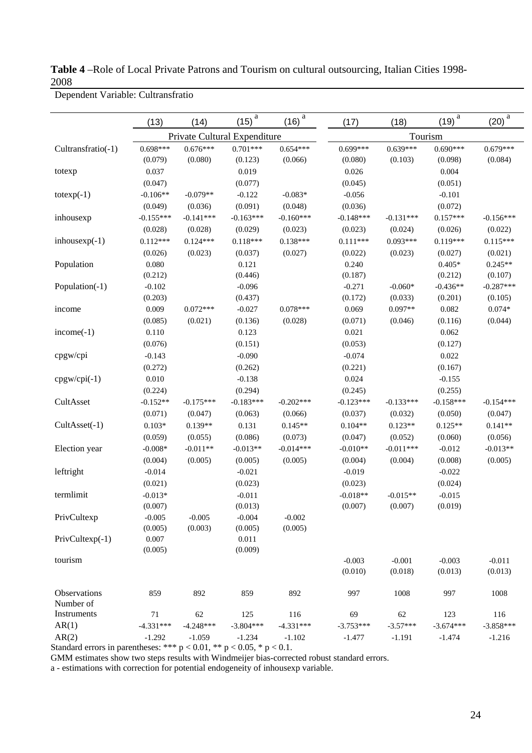**Table 4** –Role of Local Private Patrons and Tourism on cultural outsourcing, Italian Cities 1998-2008

Dependent Variable: Cultransfratio

| | (13) | (14) | (15) [a] | (16) [a] | (17) | (18) | (19) [a] | (20) [a] |
|---|---|---|---|---|---|---|---|---|
| | Private Cultural Expenditure | | | | Tourism | | | |
| Cultransfratio(-1) | 0.698*** | 0.676*** | 0.701*** | 0.654*** | 0.699*** | 0.639*** | 0.690*** | 0.679*** |
| | (0.079) | (0.080) | (0.123) | (0.066) | (0.080) | (0.103) | (0.098) | (0.084) |
| totexp | 0.037 | | 0.019 | | 0.026 | | 0.004 | |
| | (0.047) | | (0.077) | | (0.045) | | (0.051) | |
| totexp(-1) | -0.106** | -0.079** | -0.122 | -0.083* | -0.056 | | -0.101 | |
| | (0.049) | (0.036) | (0.091) | (0.048) | (0.036) | | (0.072) | |
| inhousexp | -0.155*** | -0.141*** | -0.163*** | -0.160*** | -0.148*** | -0.131*** | 0.157*** | -0.156*** |
| | (0.028) | (0.028) | (0.029) | (0.023) | (0.023) | (0.024) | (0.026) | (0.022) |
| inhousexp(-1) | 0.112*** | 0.124*** | 0.118*** | 0.138*** | 0.111*** | 0.093*** | 0.119*** | 0.115*** |
| | (0.026) | (0.023) | (0.037) | (0.027) | (0.022) | (0.023) | (0.027) | (0.021) |
| Population | 0.080 | | 0.121 | | 0.240 | | 0.405* | 0.245** |
| | (0.212) | | (0.446) | | (0.187) | | (0.212) | (0.107) |
| Population(-1) | -0.102 | | -0.096 | | -0.271 | -0.060* | -0.436** | -0.287*** |
| | (0.203) | | (0.437) | | (0.172) | (0.033) | (0.201) | (0.105) |
| income | 0.009 | 0.072*** | -0.027 | 0.078*** | 0.069 | 0.097** | 0.082 | 0.074* |
| | (0.085) | (0.021) | (0.136) | (0.028) | (0.071) | (0.046) | (0.116) | (0.044) |
| income(-1) | 0.110 | | 0.123 | | 0.021 | | 0.062 | |
| | (0.076) | | (0.151) | | (0.053) | | (0.127) | |
| cpgw/cpi | -0.143 | | -0.090 | | -0.074 | | 0.022 | |
| | (0.272) | | (0.262) | | (0.221) | | (0.167) | |
| cpgw/cpi(-1) | 0.010 | | -0.138 | | 0.024 | | -0.155 | |
| | (0.224) | | (0.294) | | (0.245) | | (0.255) | |
| CultAsset | -0.152** | -0.175*** | -0.183*** | -0.202*** | -0.123*** | -0.133*** | -0.158*** | -0.154*** |
| | (0.071) | (0.047) | (0.063) | (0.066) | (0.037) | (0.032) | (0.050) | (0.047) |
| CultAsset(-1) | 0.103* | 0.139** | 0.131 | 0.145** | 0.104** | 0.123** | 0.125** | 0.141** |
| | (0.059) | (0.055) | (0.086) | (0.073) | (0.047) | (0.052) | (0.060) | (0.056) |
| Election year | -0.008* | -0.011** | -0.013** | -0.014*** | -0.010** | -0.011*** | -0.012 | -0.013** |
| | (0.004) | (0.005) | (0.005) | (0.005) | (0.004) | (0.004) | (0.008) | (0.005) |
| leftright | -0.014 | | -0.021 | | -0.019 | | -0.022 | |
| | (0.021) | | (0.023) | | (0.023) | | (0.024) | |
| termlimit | -0.013* | | -0.011 | | -0.018** | -0.015** | -0.015 | |
| | (0.007) | | (0.013) | | (0.007) | (0.007) | (0.019) | |
| PrivCultexp | -0.005 | -0.005 | -0.004 | -0.002 | | | | |
| | (0.005) | (0.003) | (0.005) | (0.005) | | | | |
| PrivCultexp(-1) | 0.007 | | 0.011 | | | | | |
| | (0.005) | | (0.009) | | | | | |
| tourism | | | | | -0.003 | -0.001 | -0.003 | -0.011 |
| | | | | | (0.010) | (0.018) | (0.013) | (0.013) |
| Observations | 859 | 892 | 859 | 892 | 997 | 1008 | 997 | 1008 |
| Number of Instruments | 71 | 62 | 125 | 116 | 69 | 62 | 123 | 116 |
| AR(1) | -4.331*** | -4.248*** | -3.804*** | -4.331*** | -3.753*** | -3.57*** | -3.674*** | -3.858*** |
| AR(2) | -1.292 | -1.059 | -1.234 | -1.102 | -1.477 | -1.191 | -1.474 | -1.216 |

Standard errors in parentheses: *** $p < 0.01$, ** $p < 0.05$, * $p < 0.1$.

GMM estimates show two steps results with Windmeijer bias-corrected robust standard errors.

a - estimations with correction for potential endogeneity of inhousexp variable.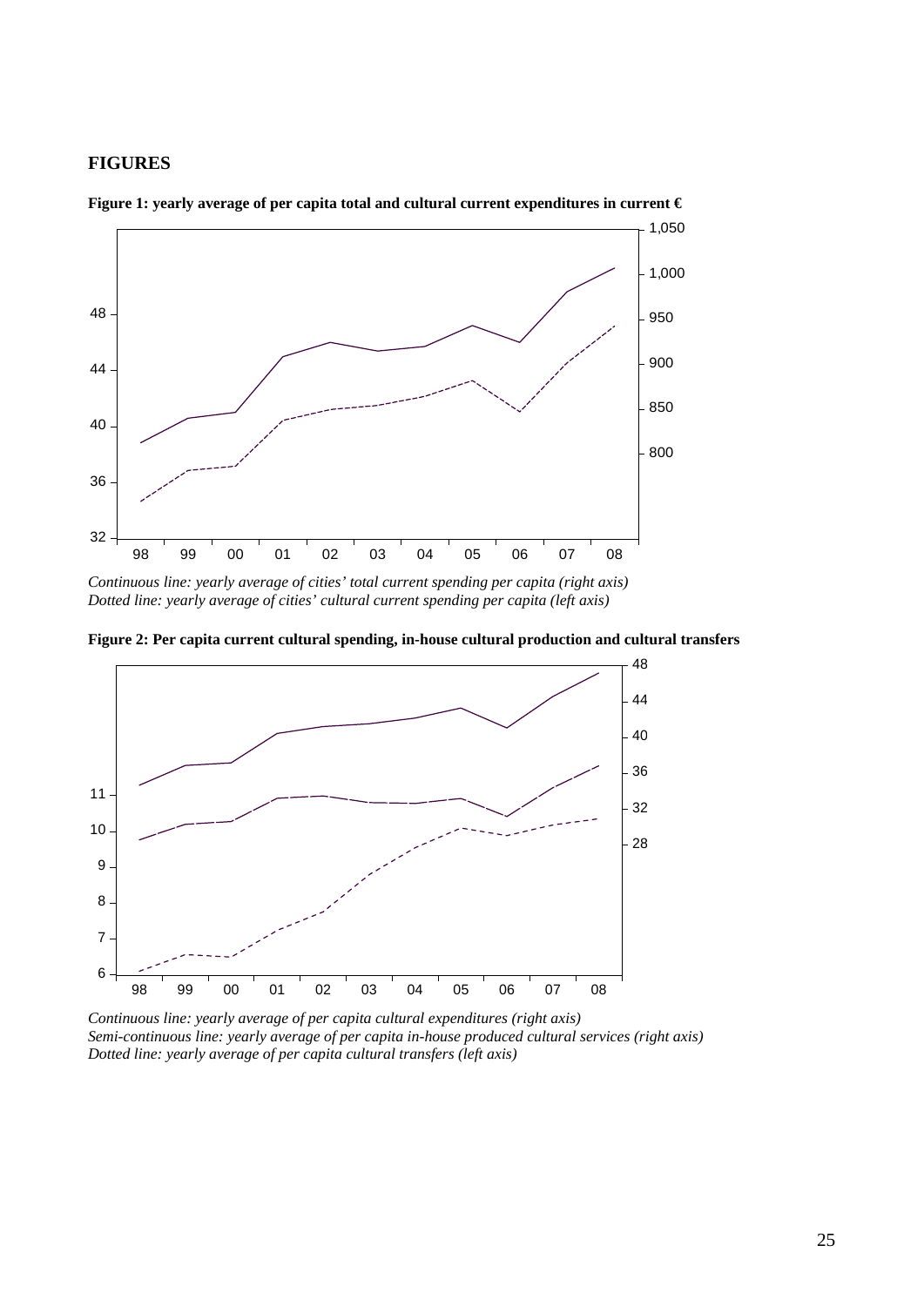## FIGURES

**Figure 1: yearly average of per capita total and cultural current expenditures in current €**

*Continuous line: yearly average of cities' total current spending per capita (right axis)*
*Dotted line: yearly average of cities' cultural current spending per capita (left axis)*

**Figure 2: Per capita current cultural spending, in-house cultural production and cultural transfers**

*Continuous line: yearly average of per capita cultural expenditures (right axis)*
*Semi-continuous line: yearly average of per capita in-house produced cultural services (right axis)*
*Dotted line: yearly average of per capita cultural transfers (left axis)*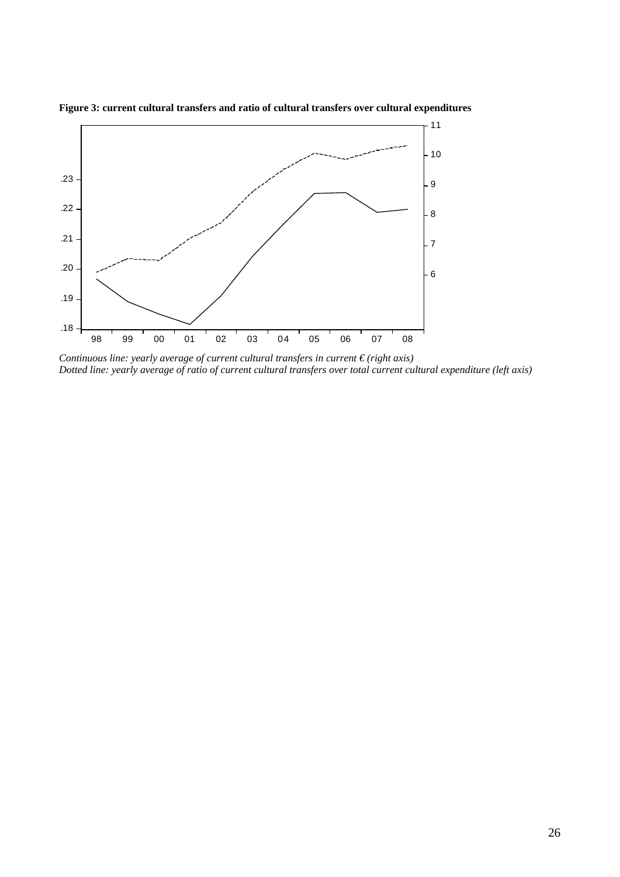**Figure 3: current cultural transfers and ratio of cultural transfers over cultural expenditures**

*Continuous line: yearly average of current cultural transfers in current € (right axis)*
*Dotted line: yearly average of ratio of current cultural transfers over total current cultural expenditure (left axis)*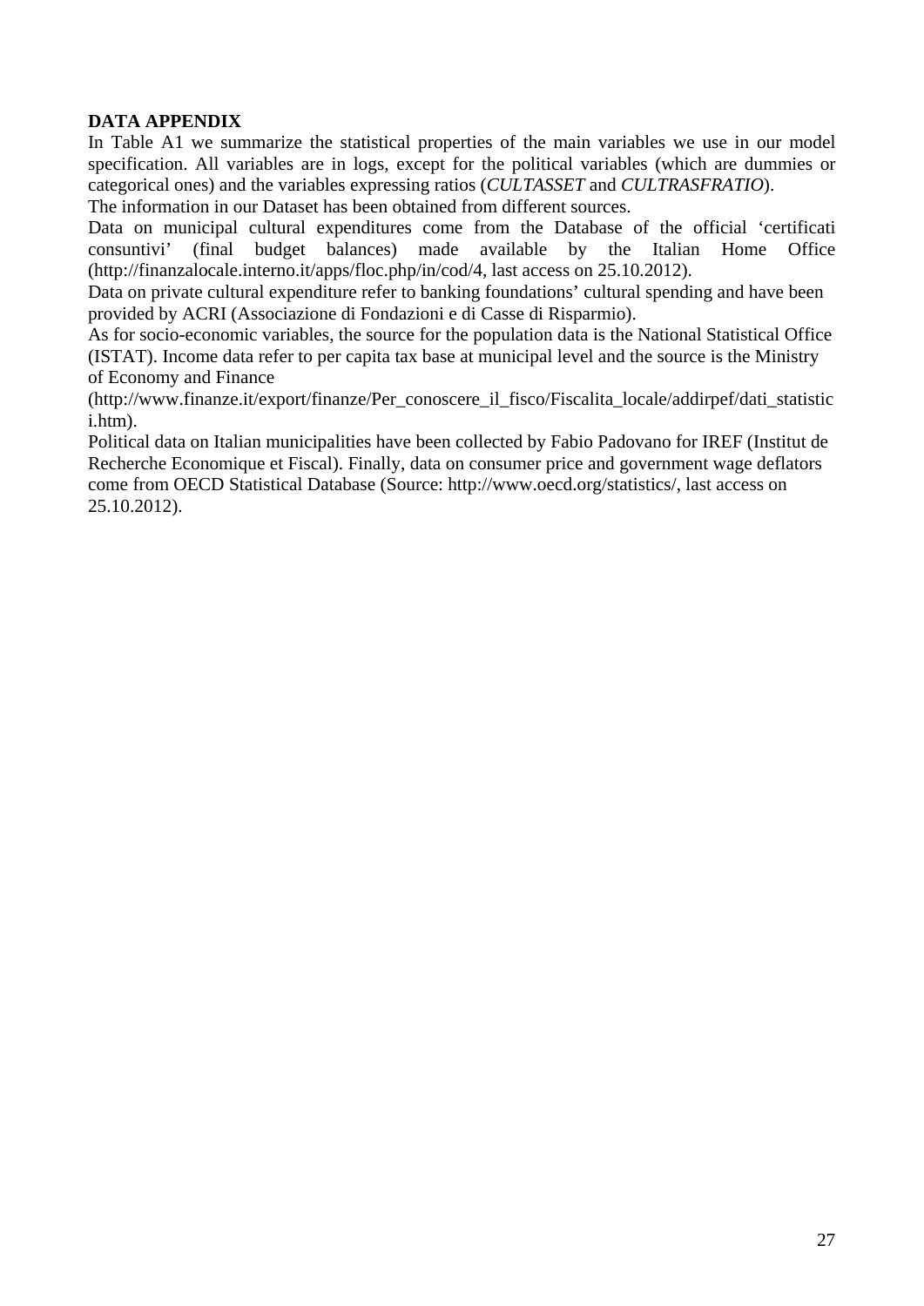**DATA APPENDIX**

In Table A1 we summarize the statistical properties of the main variables we use in our model specification. All variables are in logs, except for the political variables (which are dummies or categorical ones) and the variables expressing ratios (*CULTASSET* and *CULTRASFRATIO*).

The information in our Dataset has been obtained from different sources.

Data on municipal cultural expenditures come from the Database of the official 'certificati consuntivi' (final budget balances) made available by the Italian Home Office (http://finanzalocale.interno.it/apps/floc.php/in/cod/4, last access on 25.10.2012).

Data on private cultural expenditure refer to banking foundations' cultural spending and have been provided by ACRI (Associazione di Fondazioni e di Casse di Risparmio).

As for socio-economic variables, the source for the population data is the National Statistical Office (ISTAT). Income data refer to per capita tax base at municipal level and the source is the Ministry of Economy and Finance (http://www.finanze.it/export/finanze/Per_conoscere_il_fisco/Fiscalita_locale/addirpef/dati_statistici.htm).

Political data on Italian municipalities have been collected by Fabio Padovano for IREF (Institut de Recherche Economique et Fiscal). Finally, data on consumer price and government wage deflators come from OECD Statistical Database (Source: http://www.oecd.org/statistics/, last access on 25.10.2012).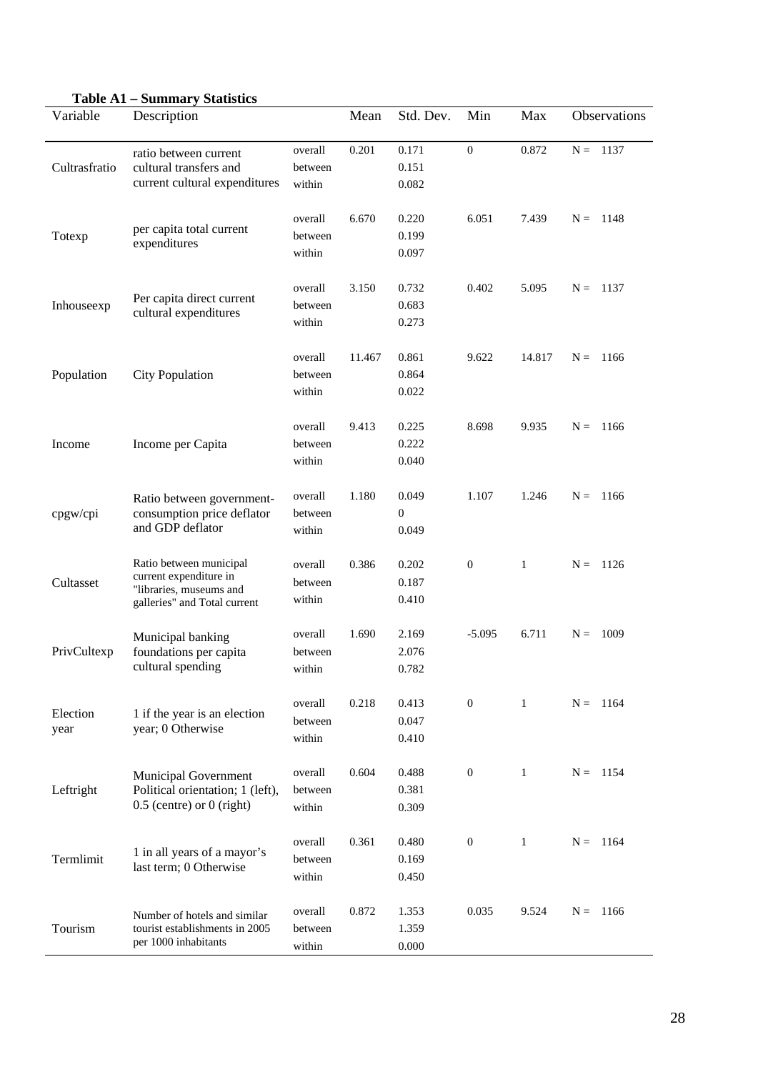**Table A1 – Summary Statistics**

| Variable | Description | | Mean | Std. Dev. | Min | Max | Observations |
|---|---|---|---|---|---|---|---|
| Cultrasfratio | ratio between current cultural transfers and current cultural expenditures | overall | 0.201 | 0.171 | 0 | 0.872 | N = 1137 |
| | | between | | 0.151 | | | |
| | | within | | 0.082 | | | |
| Totexp | per capita total current expenditures | overall | 6.670 | 0.220 | 6.051 | 7.439 | N = 1148 |
| | | between | | 0.199 | | | |
| | | within | | 0.097 | | | |
| Inhouseexp | Per capita direct current cultural expenditures | overall | 3.150 | 0.732 | 0.402 | 5.095 | N = 1137 |
| | | between | | 0.683 | | | |
| | | within | | 0.273 | | | |
| Population | City Population | overall | 11.467 | 0.861 | 9.622 | 14.817 | N = 1166 |
| | | between | | 0.864 | | | |
| | | within | | 0.022 | | | |
| Income | Income per Capita | overall | 9.413 | 0.225 | 8.698 | 9.935 | N = 1166 |
| | | between | | 0.222 | | | |
| | | within | | 0.040 | | | |
| cpgw/cpi | Ratio between government-consumption price deflator and GDP deflator | overall | 1.180 | 0.049 | 1.107 | 1.246 | N = 1166 |
| | | between | | 0 | | | |
| | | within | | 0.049 | | | |
| Cultasset | Ratio between municipal current expenditure in "libraries, museums and galleries" and Total current | overall | 0.386 | 0.202 | 0 | 1 | N = 1126 |
| | | between | | 0.187 | | | |
| | | within | | 0.410 | | | |
| PrivCultexp | Municipal banking foundations per capita cultural spending | overall | 1.690 | 2.169 | -5.095 | 6.711 | N = 1009 |
| | | between | | 2.076 | | | |
| | | within | | 0.782 | | | |
| Election year | 1 if the year is an election year; 0 Otherwise | overall | 0.218 | 0.413 | 0 | 1 | N = 1164 |
| | | between | | 0.047 | | | |
| | | within | | 0.410 | | | |
| Leftright | Municipal Government Political orientation; 1 (left), 0.5 (centre) or 0 (right) | overall | 0.604 | 0.488 | 0 | 1 | N = 1154 |
| | | between | | 0.381 | | | |
| | | within | | 0.309 | | | |
| Termlimit | 1 in all years of a mayor's last term; 0 Otherwise | overall | 0.361 | 0.480 | 0 | 1 | N = 1164 |
| | | between | | 0.169 | | | |
| | | within | | 0.450 | | | |
| Tourism | Number of hotels and similar tourist establishments in 2005 per 1000 inhabitants | overall | 0.872 | 1.353 | 0.035 | 9.524 | N = 1166 |
| | | between | | 1.359 | | | |
| | | within | | 0.000 | | | |